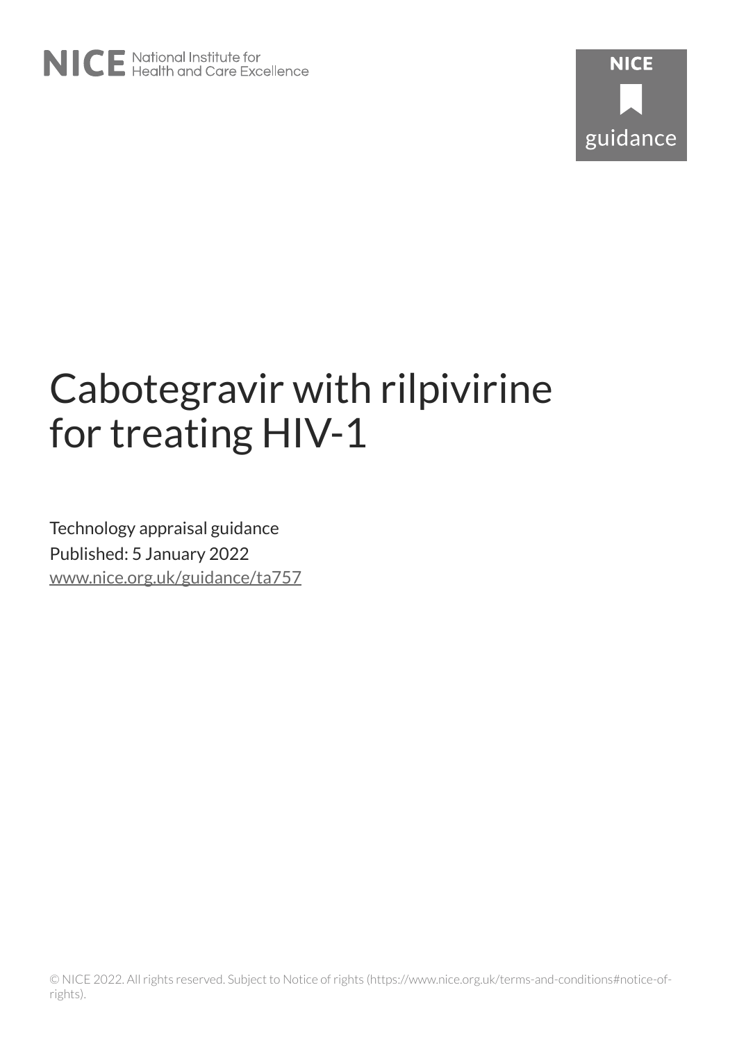# Cabotegravir with rilpivirine for treating HIV-1

Technology appraisal guidance

Published: 5 January 2022

www.nice.org.uk/guidance/ta757

© NICE 2022. All rights reserved. Subject to Notice of rights (https://www.nice.org.uk/terms-and-conditions#notice-of-rights).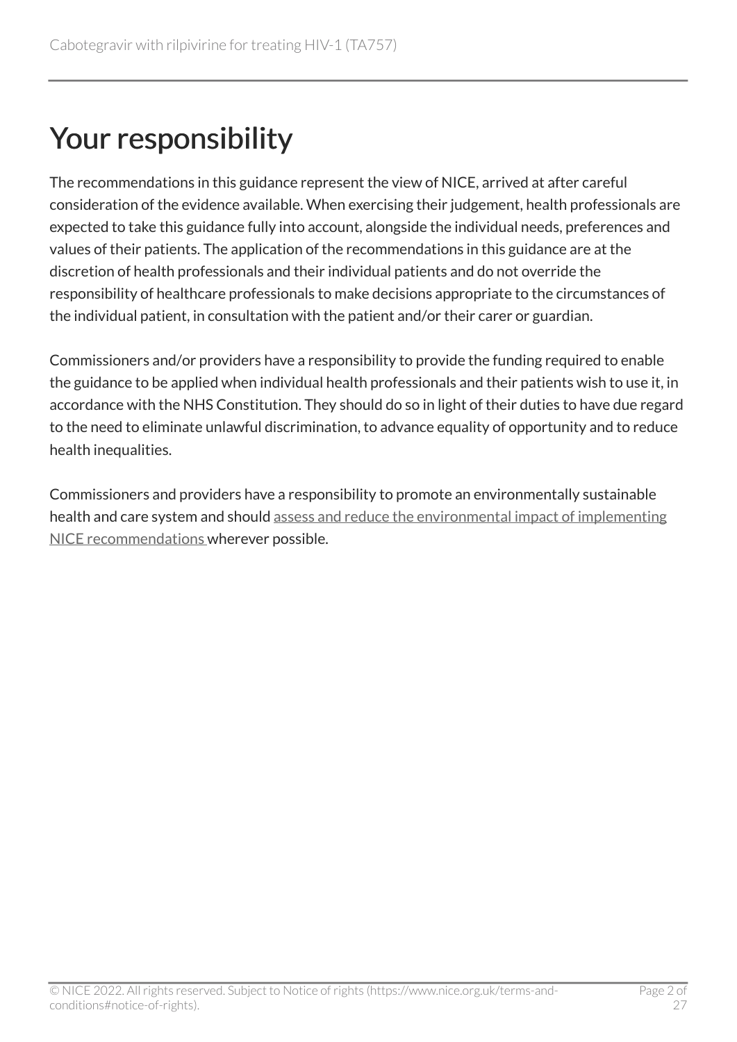# Your responsibility

The recommendations in this guidance represent the view of NICE, arrived at after careful consideration of the evidence available. When exercising their judgement, health professionals are expected to take this guidance fully into account, alongside the individual needs, preferences and values of their patients. The application of the recommendations in this guidance are at the discretion of health professionals and their individual patients and do not override the responsibility of healthcare professionals to make decisions appropriate to the circumstances of the individual patient, in consultation with the patient and/or their carer or guardian.

Commissioners and/or providers have a responsibility to provide the funding required to enable the guidance to be applied when individual health professionals and their patients wish to use it, in accordance with the NHS Constitution. They should do so in light of their duties to have due regard to the need to eliminate unlawful discrimination, to advance equality of opportunity and to reduce health inequalities.

Commissioners and providers have a responsibility to promote an environmentally sustainable health and care system and should assess and reduce the environmental impact of implementing NICE recommendations wherever possible.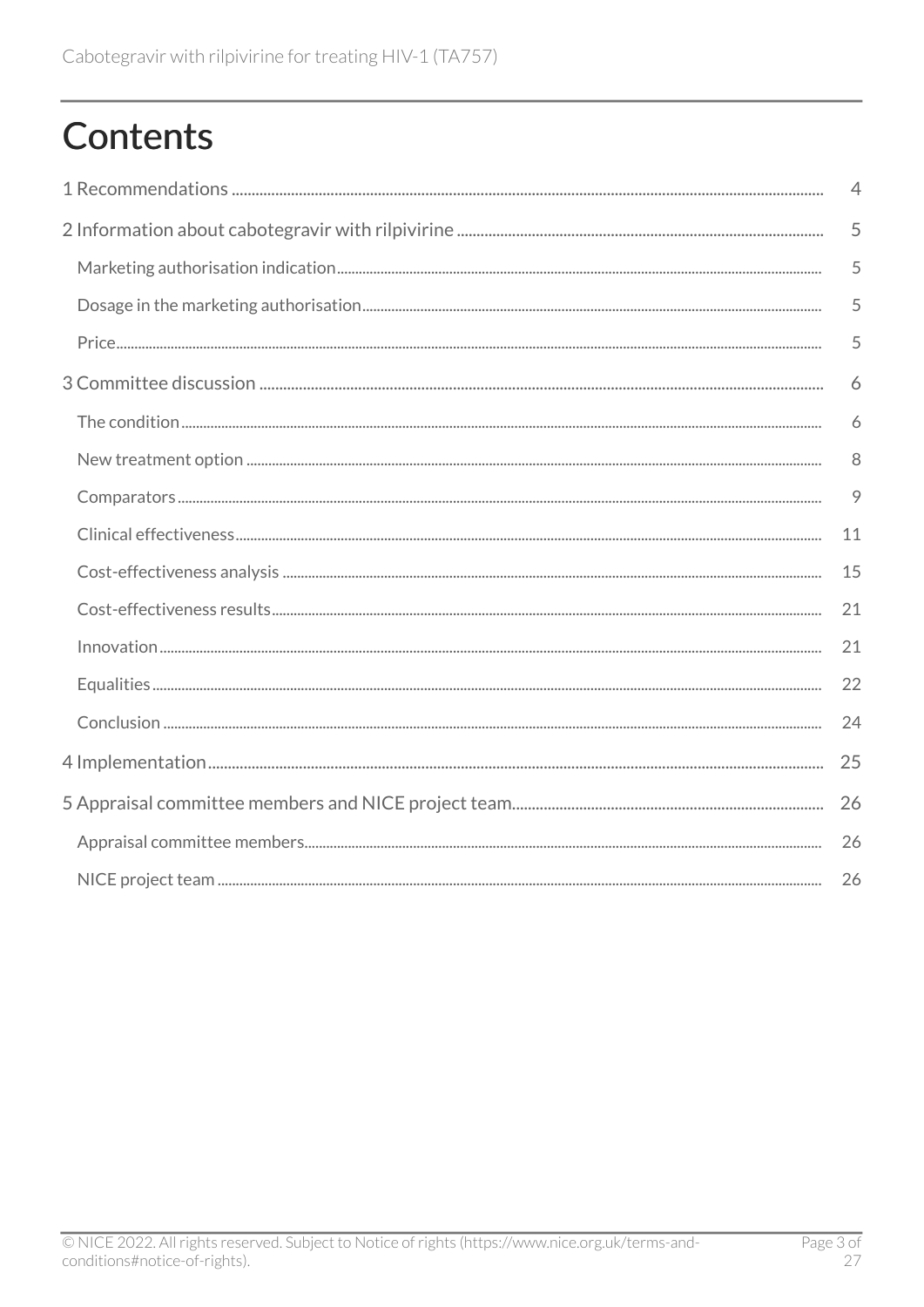# Contents

1 Recommendations ..... 4

2 Information about cabotegravir with rilpivirine ..... 5

- Marketing authorisation indication ..... 5
- Dosage in the marketing authorisation ..... 5
- Price ..... 5

3 Committee discussion ..... 6

- The condition ..... 6
- New treatment option ..... 8
- Comparators ..... 9
- Clinical effectiveness ..... 11
- Cost-effectiveness analysis ..... 15
- Cost-effectiveness results ..... 21
- Innovation ..... 21
- Equalities ..... 22
- Conclusion ..... 24

4 Implementation ..... 25

5 Appraisal committee members and NICE project team ..... 26

- Appraisal committee members ..... 26
- NICE project team ..... 26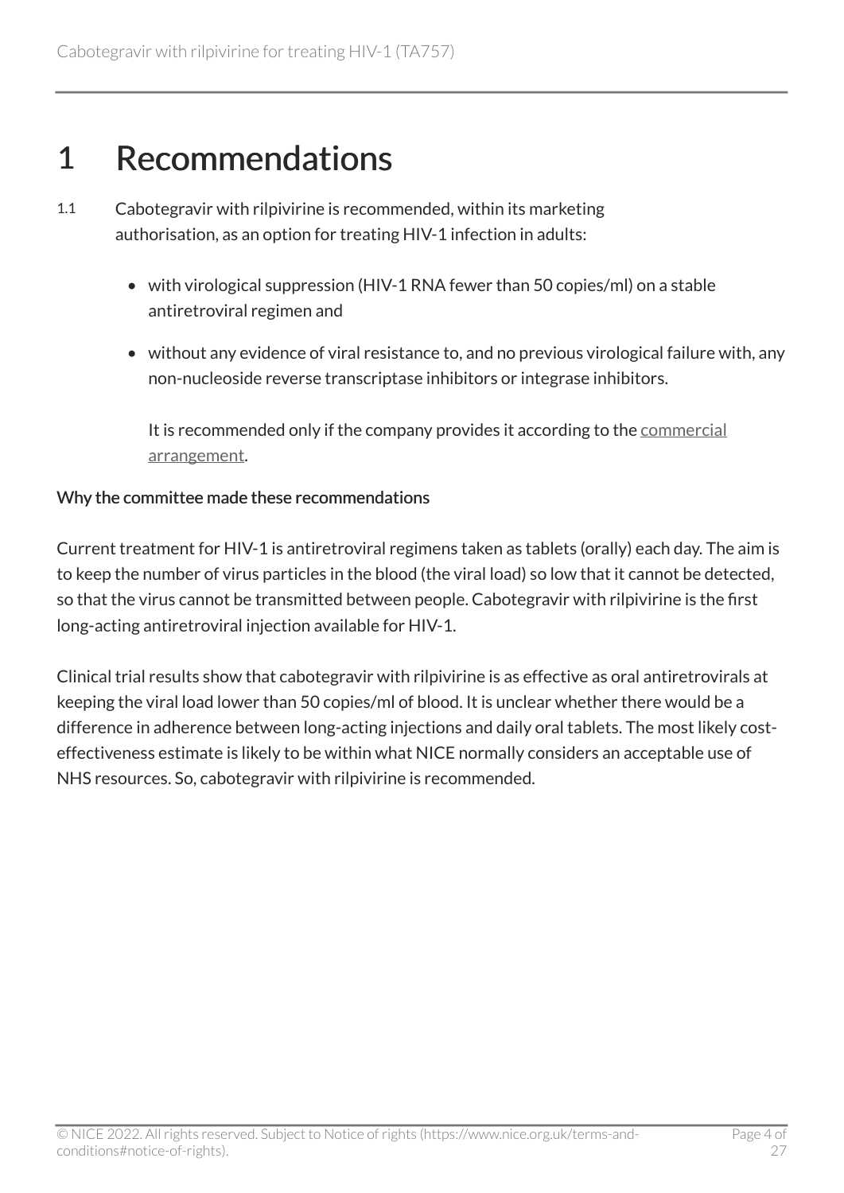# 1 Recommendations

1.1 Cabotegravir with rilpivirine is recommended, within its marketing authorisation, as an option for treating HIV-1 infection in adults:

- with virological suppression (HIV-1 RNA fewer than 50 copies/ml) on a stable antiretroviral regimen and
- without any evidence of viral resistance to, and no previous virological failure with, any non-nucleoside reverse transcriptase inhibitors or integrase inhibitors.

It is recommended only if the company provides it according to the commercial arrangement.

**Why the committee made these recommendations**

Current treatment for HIV-1 is antiretroviral regimens taken as tablets (orally) each day. The aim is to keep the number of virus particles in the blood (the viral load) so low that it cannot be detected, so that the virus cannot be transmitted between people. Cabotegravir with rilpivirine is the first long-acting antiretroviral injection available for HIV-1.

Clinical trial results show that cabotegravir with rilpivirine is as effective as oral antiretrovirals at keeping the viral load lower than 50 copies/ml of blood. It is unclear whether there would be a difference in adherence between long-acting injections and daily oral tablets. The most likely cost-effectiveness estimate is likely to be within what NICE normally considers an acceptable use of NHS resources. So, cabotegravir with rilpivirine is recommended.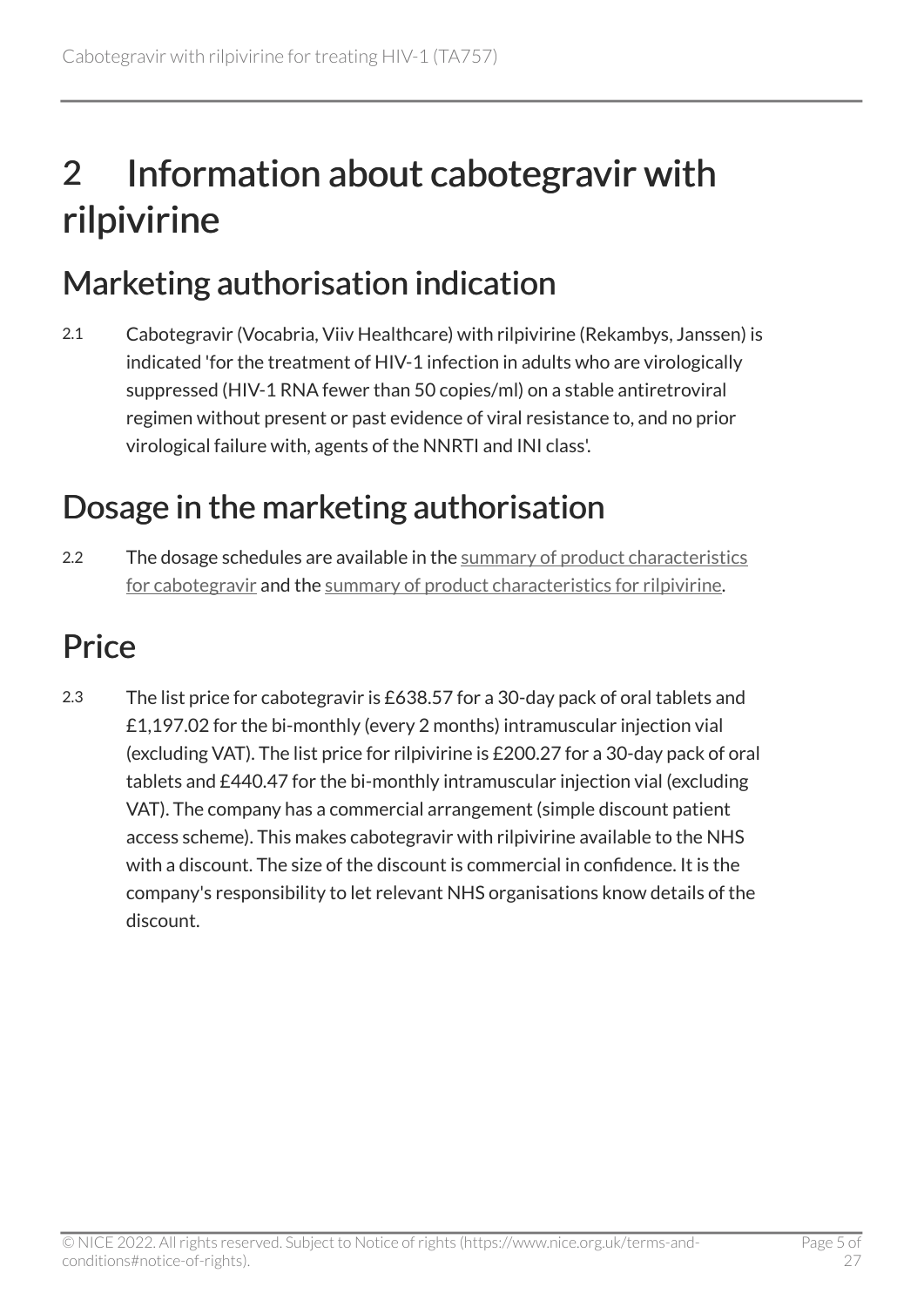# 2 Information about cabotegravir with rilpivirine

## Marketing authorisation indication

2.1 Cabotegravir (Vocabria, Viiv Healthcare) with rilpivirine (Rekambys, Janssen) is indicated 'for the treatment of HIV-1 infection in adults who are virologically suppressed (HIV-1 RNA fewer than 50 copies/ml) on a stable antiretroviral regimen without present or past evidence of viral resistance to, and no prior virological failure with, agents of the NNRTI and INI class'.

## Dosage in the marketing authorisation

2.2 The dosage schedules are available in the summary of product characteristics for cabotegravir and the summary of product characteristics for rilpivirine.

## Price

2.3 The list price for cabotegravir is £638.57 for a 30-day pack of oral tablets and £1,197.02 for the bi-monthly (every 2 months) intramuscular injection vial (excluding VAT). The list price for rilpivirine is £200.27 for a 30-day pack of oral tablets and £440.47 for the bi-monthly intramuscular injection vial (excluding VAT). The company has a commercial arrangement (simple discount patient access scheme). This makes cabotegravir with rilpivirine available to the NHS with a discount. The size of the discount is commercial in confidence. It is the company's responsibility to let relevant NHS organisations know details of the discount.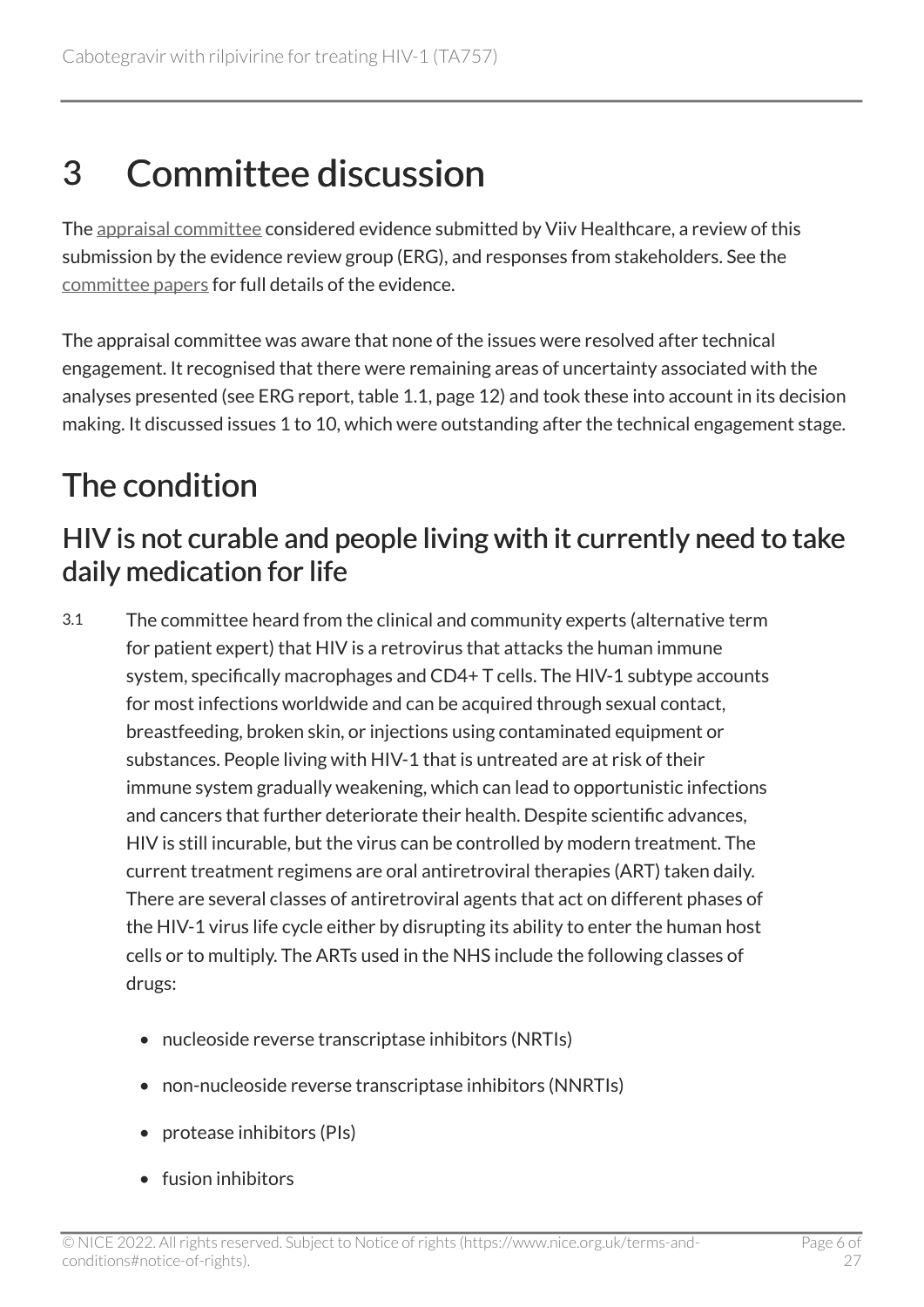# 3 Committee discussion

The appraisal committee considered evidence submitted by Viiv Healthcare, a review of this submission by the evidence review group (ERG), and responses from stakeholders. See the committee papers for full details of the evidence.

The appraisal committee was aware that none of the issues were resolved after technical engagement. It recognised that there were remaining areas of uncertainty associated with the analyses presented (see ERG report, table 1.1, page 12) and took these into account in its decision making. It discussed issues 1 to 10, which were outstanding after the technical engagement stage.

## The condition

### HIV is not curable and people living with it currently need to take daily medication for life

3.1 The committee heard from the clinical and community experts (alternative term for patient expert) that HIV is a retrovirus that attacks the human immune system, specifically macrophages and CD4+ T cells. The HIV-1 subtype accounts for most infections worldwide and can be acquired through sexual contact, breastfeeding, broken skin, or injections using contaminated equipment or substances. People living with HIV-1 that is untreated are at risk of their immune system gradually weakening, which can lead to opportunistic infections and cancers that further deteriorate their health. Despite scientific advances, HIV is still incurable, but the virus can be controlled by modern treatment. The current treatment regimens are oral antiretroviral therapies (ART) taken daily. There are several classes of antiretroviral agents that act on different phases of the HIV-1 virus life cycle either by disrupting its ability to enter the human host cells or to multiply. The ARTs used in the NHS include the following classes of drugs:

- nucleoside reverse transcriptase inhibitors (NRTIs)
- non-nucleoside reverse transcriptase inhibitors (NNRTIs)
- protease inhibitors (PIs)
- fusion inhibitors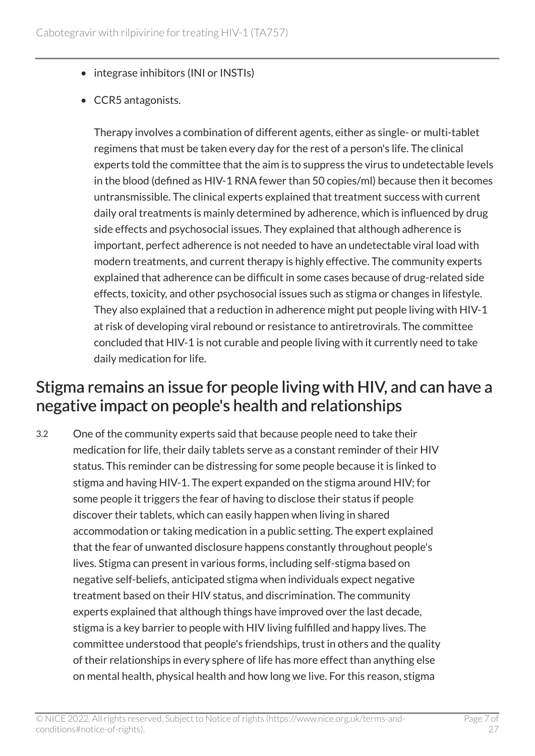- integrase inhibitors (INI or INSTIs)
- CCR5 antagonists.

Therapy involves a combination of different agents, either as single- or multi-tablet regimens that must be taken every day for the rest of a person's life. The clinical experts told the committee that the aim is to suppress the virus to undetectable levels in the blood (defined as HIV-1 RNA fewer than 50 copies/ml) because then it becomes untransmissible. The clinical experts explained that treatment success with current daily oral treatments is mainly determined by adherence, which is influenced by drug side effects and psychosocial issues. They explained that although adherence is important, perfect adherence is not needed to have an undetectable viral load with modern treatments, and current therapy is highly effective. The community experts explained that adherence can be difficult in some cases because of drug-related side effects, toxicity, and other psychosocial issues such as stigma or changes in lifestyle. They also explained that a reduction in adherence might put people living with HIV-1 at risk of developing viral rebound or resistance to antiretrovirals. The committee concluded that HIV-1 is not curable and people living with it currently need to take daily medication for life.

## Stigma remains an issue for people living with HIV, and can have a negative impact on people's health and relationships

3.2 One of the community experts said that because people need to take their medication for life, their daily tablets serve as a constant reminder of their HIV status. This reminder can be distressing for some people because it is linked to stigma and having HIV-1. The expert expanded on the stigma around HIV; for some people it triggers the fear of having to disclose their status if people discover their tablets, which can easily happen when living in shared accommodation or taking medication in a public setting. The expert explained that the fear of unwanted disclosure happens constantly throughout people's lives. Stigma can present in various forms, including self-stigma based on negative self-beliefs, anticipated stigma when individuals expect negative treatment based on their HIV status, and discrimination. The community experts explained that although things have improved over the last decade, stigma is a key barrier to people with HIV living fulfilled and happy lives. The committee understood that people's friendships, trust in others and the quality of their relationships in every sphere of life has more effect than anything else on mental health, physical health and how long we live. For this reason, stigma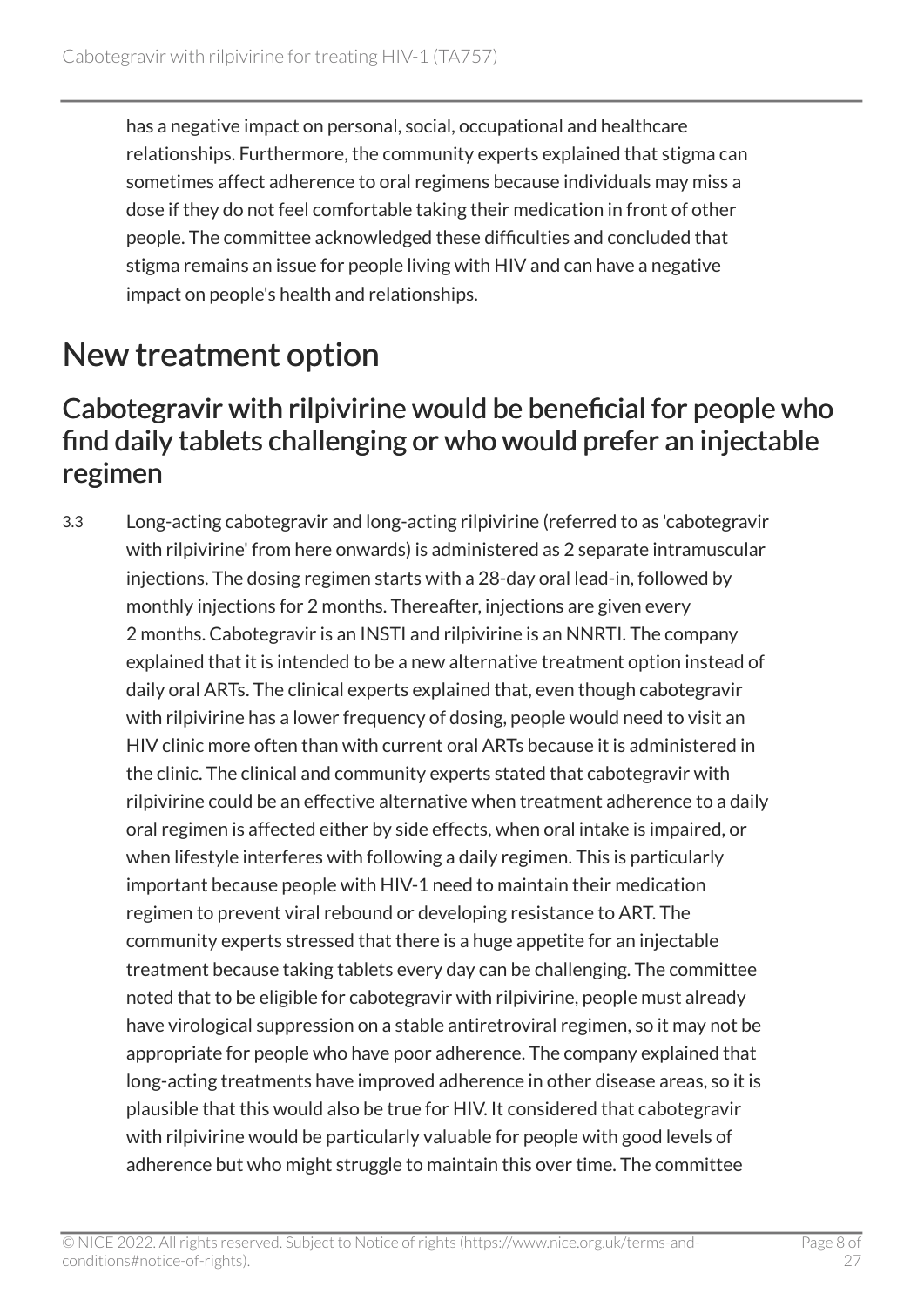has a negative impact on personal, social, occupational and healthcare relationships. Furthermore, the community experts explained that stigma can sometimes affect adherence to oral regimens because individuals may miss a dose if they do not feel comfortable taking their medication in front of other people. The committee acknowledged these difficulties and concluded that stigma remains an issue for people living with HIV and can have a negative impact on people's health and relationships.

# New treatment option

## Cabotegravir with rilpivirine would be beneficial for people who find daily tablets challenging or who would prefer an injectable regimen

3.3 Long-acting cabotegravir and long-acting rilpivirine (referred to as 'cabotegravir with rilpivirine' from here onwards) is administered as 2 separate intramuscular injections. The dosing regimen starts with a 28-day oral lead-in, followed by monthly injections for 2 months. Thereafter, injections are given every 2 months. Cabotegravir is an INSTI and rilpivirine is an NNRTI. The company explained that it is intended to be a new alternative treatment option instead of daily oral ARTs. The clinical experts explained that, even though cabotegravir with rilpivirine has a lower frequency of dosing, people would need to visit an HIV clinic more often than with current oral ARTs because it is administered in the clinic. The clinical and community experts stated that cabotegravir with rilpivirine could be an effective alternative when treatment adherence to a daily oral regimen is affected either by side effects, when oral intake is impaired, or when lifestyle interferes with following a daily regimen. This is particularly important because people with HIV-1 need to maintain their medication regimen to prevent viral rebound or developing resistance to ART. The community experts stressed that there is a huge appetite for an injectable treatment because taking tablets every day can be challenging. The committee noted that to be eligible for cabotegravir with rilpivirine, people must already have virological suppression on a stable antiretroviral regimen, so it may not be appropriate for people who have poor adherence. The company explained that long-acting treatments have improved adherence in other disease areas, so it is plausible that this would also be true for HIV. It considered that cabotegravir with rilpivirine would be particularly valuable for people with good levels of adherence but who might struggle to maintain this over time. The committee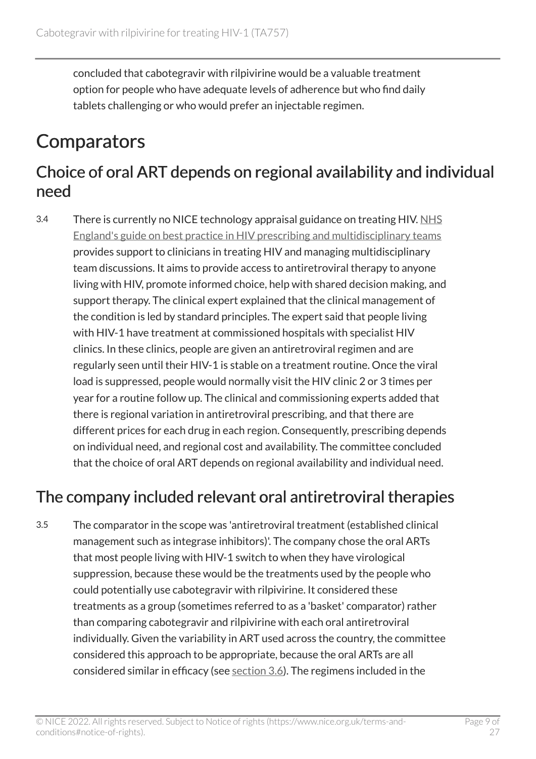concluded that cabotegravir with rilpivirine would be a valuable treatment option for people who have adequate levels of adherence but who find daily tablets challenging or who would prefer an injectable regimen.

# Comparators

## Choice of oral ART depends on regional availability and individual need

3.4 There is currently no NICE technology appraisal guidance on treating HIV. NHS England's guide on best practice in HIV prescribing and multidisciplinary teams provides support to clinicians in treating HIV and managing multidisciplinary team discussions. It aims to provide access to antiretroviral therapy to anyone living with HIV, promote informed choice, help with shared decision making, and support therapy. The clinical expert explained that the clinical management of the condition is led by standard principles. The expert said that people living with HIV-1 have treatment at commissioned hospitals with specialist HIV clinics. In these clinics, people are given an antiretroviral regimen and are regularly seen until their HIV-1 is stable on a treatment routine. Once the viral load is suppressed, people would normally visit the HIV clinic 2 or 3 times per year for a routine follow up. The clinical and commissioning experts added that there is regional variation in antiretroviral prescribing, and that there are different prices for each drug in each region. Consequently, prescribing depends on individual need, and regional cost and availability. The committee concluded that the choice of oral ART depends on regional availability and individual need.

## The company included relevant oral antiretroviral therapies

3.5 The comparator in the scope was 'antiretroviral treatment (established clinical management such as integrase inhibitors)'. The company chose the oral ARTs that most people living with HIV-1 switch to when they have virological suppression, because these would be the treatments used by the people who could potentially use cabotegravir with rilpivirine. It considered these treatments as a group (sometimes referred to as a 'basket' comparator) rather than comparing cabotegravir and rilpivirine with each oral antiretroviral individually. Given the variability in ART used across the country, the committee considered this approach to be appropriate, because the oral ARTs are all considered similar in efficacy (see section 3.6). The regimens included in the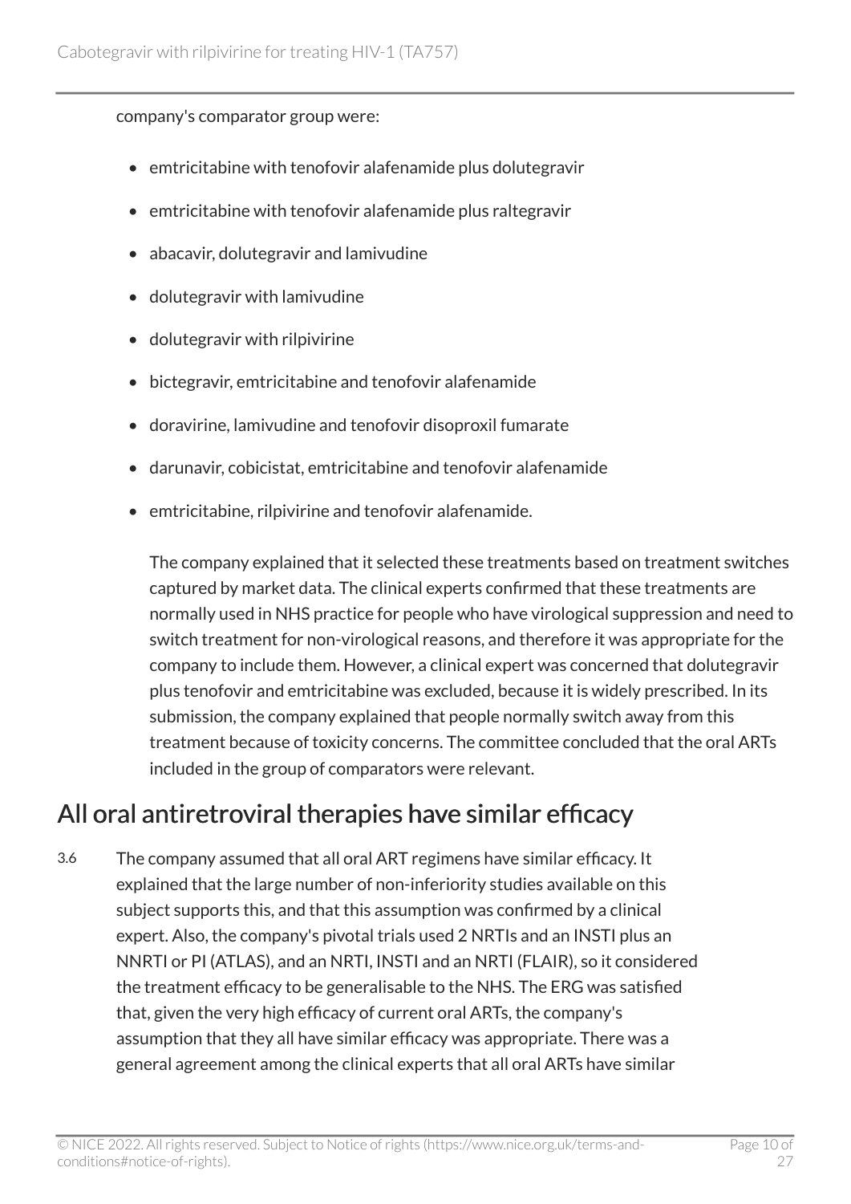company's comparator group were:

- emtricitabine with tenofovir alafenamide plus dolutegravir
- emtricitabine with tenofovir alafenamide plus raltegravir
- abacavir, dolutegravir and lamivudine
- dolutegravir with lamivudine
- dolutegravir with rilpivirine
- bictegravir, emtricitabine and tenofovir alafenamide
- doravirine, lamivudine and tenofovir disoproxil fumarate
- darunavir, cobicistat, emtricitabine and tenofovir alafenamide
- emtricitabine, rilpivirine and tenofovir alafenamide.

  The company explained that it selected these treatments based on treatment switches captured by market data. The clinical experts confirmed that these treatments are normally used in NHS practice for people who have virological suppression and need to switch treatment for non-virological reasons, and therefore it was appropriate for the company to include them. However, a clinical expert was concerned that dolutegravir plus tenofovir and emtricitabine was excluded, because it is widely prescribed. In its submission, the company explained that people normally switch away from this treatment because of toxicity concerns. The committee concluded that the oral ARTs included in the group of comparators were relevant.

## All oral antiretroviral therapies have similar efficacy

3.6 The company assumed that all oral ART regimens have similar efficacy. It explained that the large number of non-inferiority studies available on this subject supports this, and that this assumption was confirmed by a clinical expert. Also, the company's pivotal trials used 2 NRTIs and an INSTI plus an NNRTI or PI (ATLAS), and an NRTI, INSTI and an NRTI (FLAIR), so it considered the treatment efficacy to be generalisable to the NHS. The ERG was satisfied that, given the very high efficacy of current oral ARTs, the company's assumption that they all have similar efficacy was appropriate. There was a general agreement among the clinical experts that all oral ARTs have similar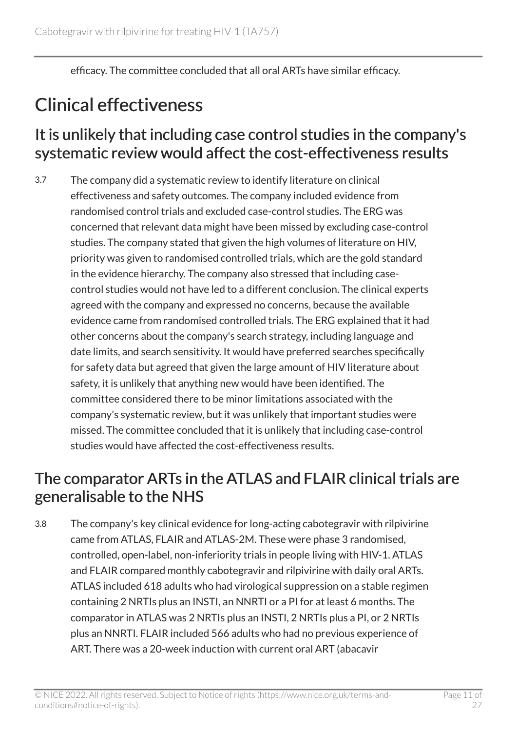efficacy. The committee concluded that all oral ARTs have similar efficacy.

## Clinical effectiveness

### It is unlikely that including case control studies in the company's systematic review would affect the cost-effectiveness results

3.7 The company did a systematic review to identify literature on clinical effectiveness and safety outcomes. The company included evidence from randomised control trials and excluded case-control studies. The ERG was concerned that relevant data might have been missed by excluding case-control studies. The company stated that given the high volumes of literature on HIV, priority was given to randomised controlled trials, which are the gold standard in the evidence hierarchy. The company also stressed that including case-control studies would not have led to a different conclusion. The clinical experts agreed with the company and expressed no concerns, because the available evidence came from randomised controlled trials. The ERG explained that it had other concerns about the company's search strategy, including language and date limits, and search sensitivity. It would have preferred searches specifically for safety data but agreed that given the large amount of HIV literature about safety, it is unlikely that anything new would have been identified. The committee considered there to be minor limitations associated with the company's systematic review, but it was unlikely that important studies were missed. The committee concluded that it is unlikely that including case-control studies would have affected the cost-effectiveness results.

### The comparator ARTs in the ATLAS and FLAIR clinical trials are generalisable to the NHS

3.8 The company's key clinical evidence for long-acting cabotegravir with rilpivirine came from ATLAS, FLAIR and ATLAS-2M. These were phase 3 randomised, controlled, open-label, non-inferiority trials in people living with HIV-1. ATLAS and FLAIR compared monthly cabotegravir and rilpivirine with daily oral ARTs. ATLAS included 618 adults who had virological suppression on a stable regimen containing 2 NRTIs plus an INSTI, an NNRTI or a PI for at least 6 months. The comparator in ATLAS was 2 NRTIs plus an INSTI, 2 NRTIs plus a PI, or 2 NRTIs plus an NNRTI. FLAIR included 566 adults who had no previous experience of ART. There was a 20-week induction with current oral ART (abacavir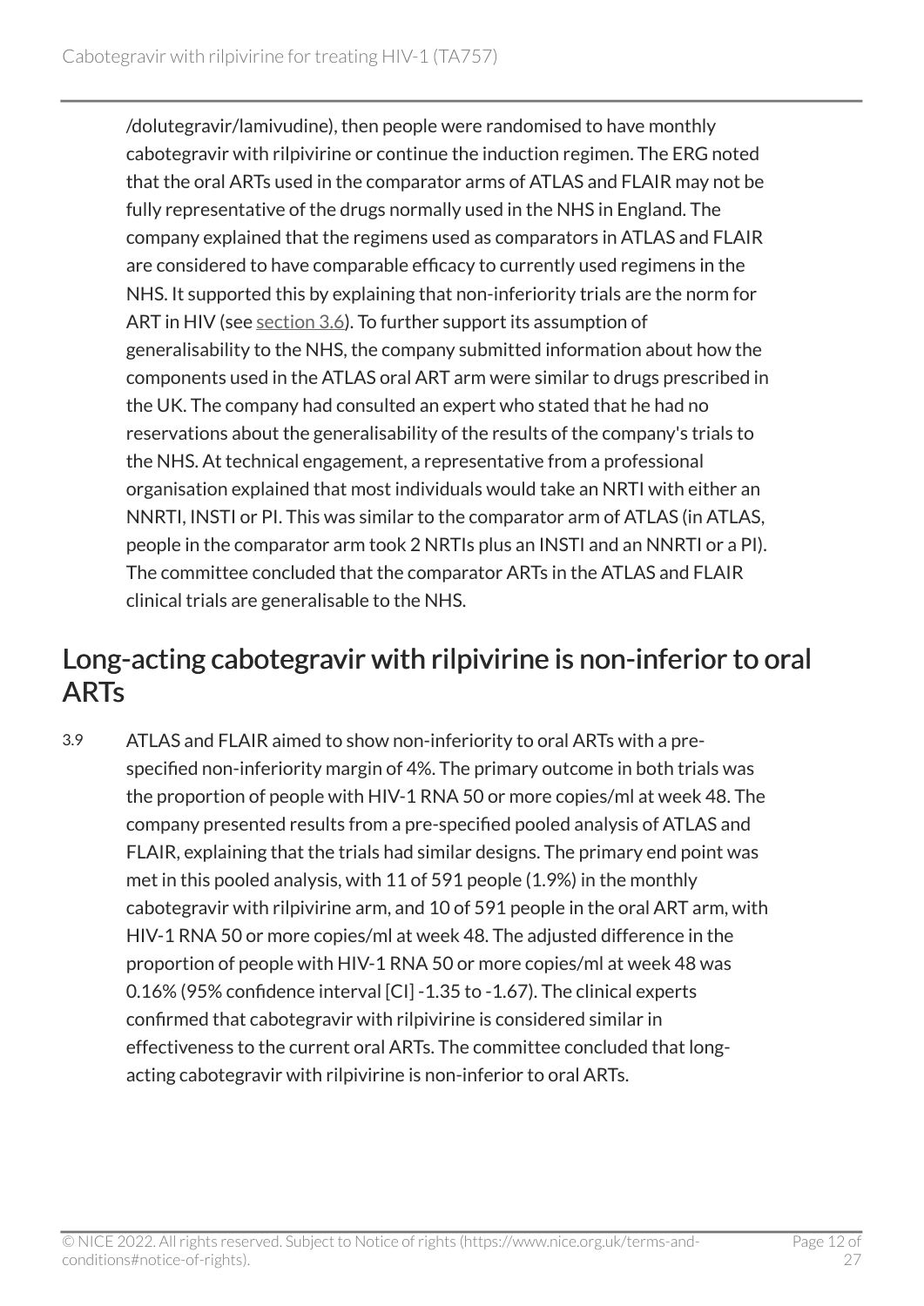/dolutegravir/lamivudine), then people were randomised to have monthly cabotegravir with rilpivirine or continue the induction regimen. The ERG noted that the oral ARTs used in the comparator arms of ATLAS and FLAIR may not be fully representative of the drugs normally used in the NHS in England. The company explained that the regimens used as comparators in ATLAS and FLAIR are considered to have comparable efficacy to currently used regimens in the NHS. It supported this by explaining that non-inferiority trials are the norm for ART in HIV (see section 3.6). To further support its assumption of generalisability to the NHS, the company submitted information about how the components used in the ATLAS oral ART arm were similar to drugs prescribed in the UK. The company had consulted an expert who stated that he had no reservations about the generalisability of the results of the company's trials to the NHS. At technical engagement, a representative from a professional organisation explained that most individuals would take an NRTI with either an NNRTI, INSTI or PI. This was similar to the comparator arm of ATLAS (in ATLAS, people in the comparator arm took 2 NRTIs plus an INSTI and an NNRTI or a PI). The committee concluded that the comparator ARTs in the ATLAS and FLAIR clinical trials are generalisable to the NHS.

## Long-acting cabotegravir with rilpivirine is non-inferior to oral ARTs

3.9 ATLAS and FLAIR aimed to show non-inferiority to oral ARTs with a pre-specified non-inferiority margin of 4%. The primary outcome in both trials was the proportion of people with HIV-1 RNA 50 or more copies/ml at week 48. The company presented results from a pre-specified pooled analysis of ATLAS and FLAIR, explaining that the trials had similar designs. The primary end point was met in this pooled analysis, with 11 of 591 people (1.9%) in the monthly cabotegravir with rilpivirine arm, and 10 of 591 people in the oral ART arm, with HIV-1 RNA 50 or more copies/ml at week 48. The adjusted difference in the proportion of people with HIV-1 RNA 50 or more copies/ml at week 48 was 0.16% (95% confidence interval [CI] -1.35 to -1.67). The clinical experts confirmed that cabotegravir with rilpivirine is considered similar in effectiveness to the current oral ARTs. The committee concluded that long-acting cabotegravir with rilpivirine is non-inferior to oral ARTs.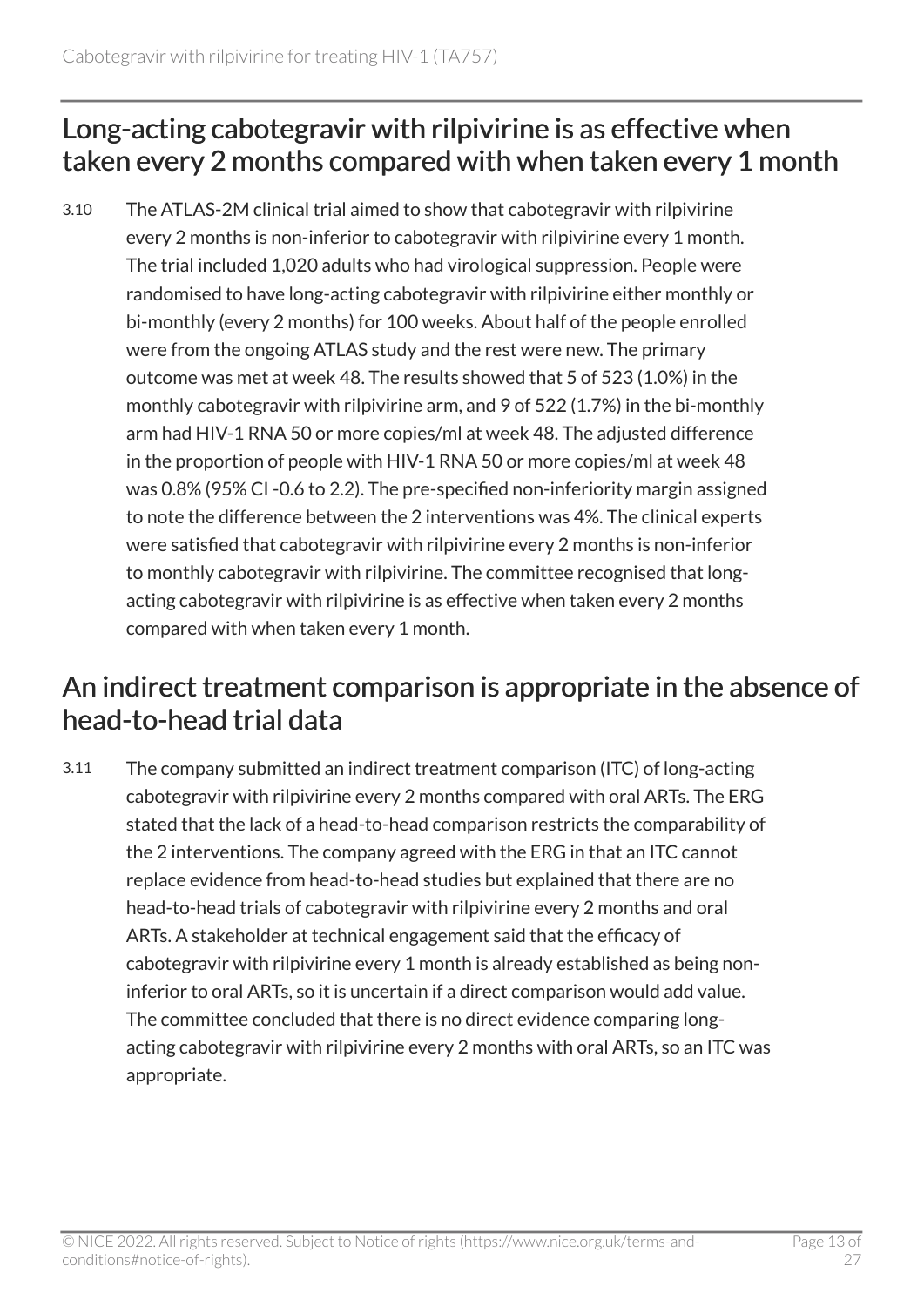## Long-acting cabotegravir with rilpivirine is as effective when taken every 2 months compared with when taken every 1 month

3.10 The ATLAS-2M clinical trial aimed to show that cabotegravir with rilpivirine every 2 months is non-inferior to cabotegravir with rilpivirine every 1 month. The trial included 1,020 adults who had virological suppression. People were randomised to have long-acting cabotegravir with rilpivirine either monthly or bi-monthly (every 2 months) for 100 weeks. About half of the people enrolled were from the ongoing ATLAS study and the rest were new. The primary outcome was met at week 48. The results showed that 5 of 523 (1.0%) in the monthly cabotegravir with rilpivirine arm, and 9 of 522 (1.7%) in the bi-monthly arm had HIV-1 RNA 50 or more copies/ml at week 48. The adjusted difference in the proportion of people with HIV-1 RNA 50 or more copies/ml at week 48 was 0.8% (95% CI -0.6 to 2.2). The pre-specified non-inferiority margin assigned to note the difference between the 2 interventions was 4%. The clinical experts were satisfied that cabotegravir with rilpivirine every 2 months is non-inferior to monthly cabotegravir with rilpivirine. The committee recognised that long-acting cabotegravir with rilpivirine is as effective when taken every 2 months compared with when taken every 1 month.

## An indirect treatment comparison is appropriate in the absence of head-to-head trial data

3.11 The company submitted an indirect treatment comparison (ITC) of long-acting cabotegravir with rilpivirine every 2 months compared with oral ARTs. The ERG stated that the lack of a head-to-head comparison restricts the comparability of the 2 interventions. The company agreed with the ERG in that an ITC cannot replace evidence from head-to-head studies but explained that there are no head-to-head trials of cabotegravir with rilpivirine every 2 months and oral ARTs. A stakeholder at technical engagement said that the efficacy of cabotegravir with rilpivirine every 1 month is already established as being non-inferior to oral ARTs, so it is uncertain if a direct comparison would add value. The committee concluded that there is no direct evidence comparing long-acting cabotegravir with rilpivirine every 2 months with oral ARTs, so an ITC was appropriate.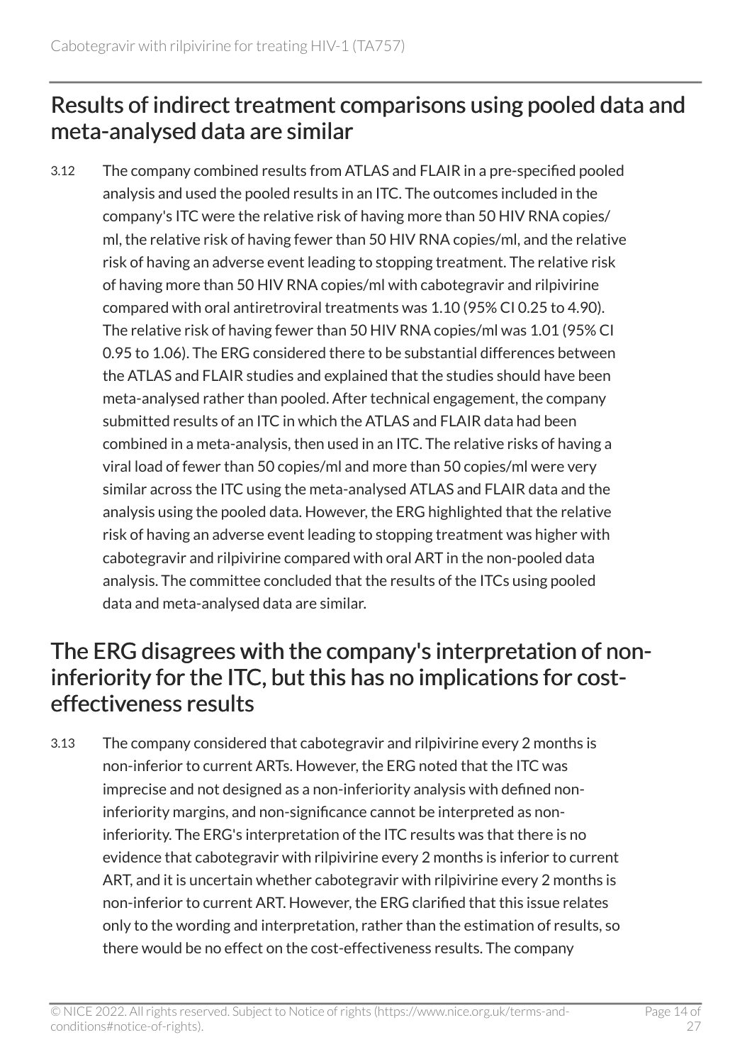## Results of indirect treatment comparisons using pooled data and meta-analysed data are similar

3.12 The company combined results from ATLAS and FLAIR in a pre-specified pooled analysis and used the pooled results in an ITC. The outcomes included in the company's ITC were the relative risk of having more than 50 HIV RNA copies/ml, the relative risk of having fewer than 50 HIV RNA copies/ml, and the relative risk of having an adverse event leading to stopping treatment. The relative risk of having more than 50 HIV RNA copies/ml with cabotegravir and rilpivirine compared with oral antiretroviral treatments was 1.10 (95% CI 0.25 to 4.90). The relative risk of having fewer than 50 HIV RNA copies/ml was 1.01 (95% CI 0.95 to 1.06). The ERG considered there to be substantial differences between the ATLAS and FLAIR studies and explained that the studies should have been meta-analysed rather than pooled. After technical engagement, the company submitted results of an ITC in which the ATLAS and FLAIR data had been combined in a meta-analysis, then used in an ITC. The relative risks of having a viral load of fewer than 50 copies/ml and more than 50 copies/ml were very similar across the ITC using the meta-analysed ATLAS and FLAIR data and the analysis using the pooled data. However, the ERG highlighted that the relative risk of having an adverse event leading to stopping treatment was higher with cabotegravir and rilpivirine compared with oral ART in the non-pooled data analysis. The committee concluded that the results of the ITCs using pooled data and meta-analysed data are similar.

## The ERG disagrees with the company's interpretation of non-inferiority for the ITC, but this has no implications for cost-effectiveness results

3.13 The company considered that cabotegravir and rilpivirine every 2 months is non-inferior to current ARTs. However, the ERG noted that the ITC was imprecise and not designed as a non-inferiority analysis with defined non-inferiority margins, and non-significance cannot be interpreted as non-inferiority. The ERG's interpretation of the ITC results was that there is no evidence that cabotegravir with rilpivirine every 2 months is inferior to current ART, and it is uncertain whether cabotegravir with rilpivirine every 2 months is non-inferior to current ART. However, the ERG clarified that this issue relates only to the wording and interpretation, rather than the estimation of results, so there would be no effect on the cost-effectiveness results. The company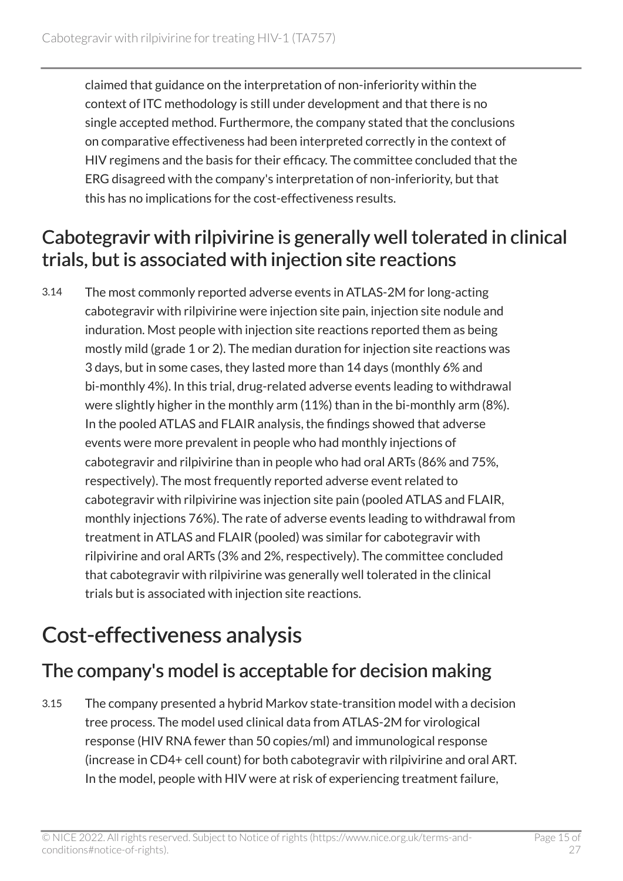claimed that guidance on the interpretation of non-inferiority within the context of ITC methodology is still under development and that there is no single accepted method. Furthermore, the company stated that the conclusions on comparative effectiveness had been interpreted correctly in the context of HIV regimens and the basis for their efficacy. The committee concluded that the ERG disagreed with the company's interpretation of non-inferiority, but that this has no implications for the cost-effectiveness results.

## Cabotegravir with rilpivirine is generally well tolerated in clinical trials, but is associated with injection site reactions

3.14 The most commonly reported adverse events in ATLAS-2M for long-acting cabotegravir with rilpivirine were injection site pain, injection site nodule and induration. Most people with injection site reactions reported them as being mostly mild (grade 1 or 2). The median duration for injection site reactions was 3 days, but in some cases, they lasted more than 14 days (monthly 6% and bi-monthly 4%). In this trial, drug-related adverse events leading to withdrawal were slightly higher in the monthly arm (11%) than in the bi-monthly arm (8%). In the pooled ATLAS and FLAIR analysis, the findings showed that adverse events were more prevalent in people who had monthly injections of cabotegravir and rilpivirine than in people who had oral ARTs (86% and 75%, respectively). The most frequently reported adverse event related to cabotegravir with rilpivirine was injection site pain (pooled ATLAS and FLAIR, monthly injections 76%). The rate of adverse events leading to withdrawal from treatment in ATLAS and FLAIR (pooled) was similar for cabotegravir with rilpivirine and oral ARTs (3% and 2%, respectively). The committee concluded that cabotegravir with rilpivirine was generally well tolerated in the clinical trials but is associated with injection site reactions.

# Cost-effectiveness analysis

## The company's model is acceptable for decision making

3.15 The company presented a hybrid Markov state-transition model with a decision tree process. The model used clinical data from ATLAS-2M for virological response (HIV RNA fewer than 50 copies/ml) and immunological response (increase in CD4+ cell count) for both cabotegravir with rilpivirine and oral ART. In the model, people with HIV were at risk of experiencing treatment failure,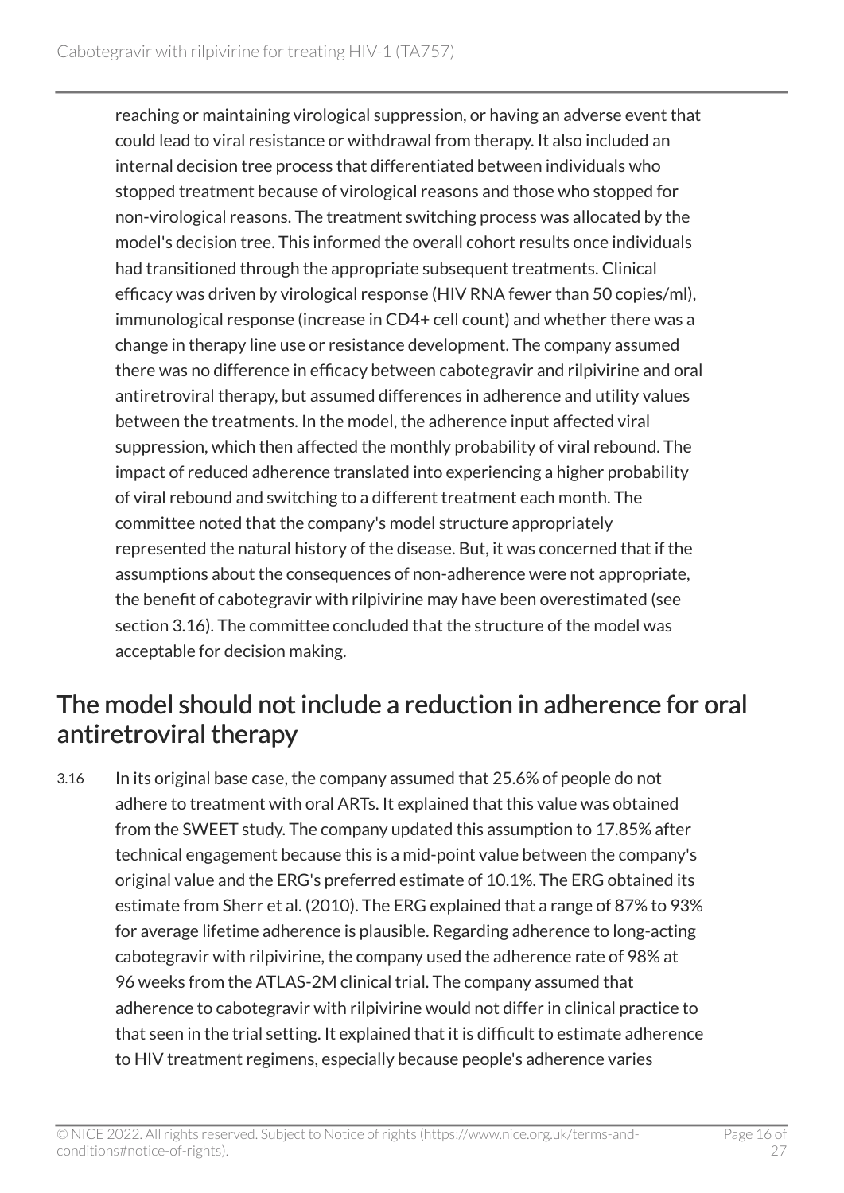reaching or maintaining virological suppression, or having an adverse event that could lead to viral resistance or withdrawal from therapy. It also included an internal decision tree process that differentiated between individuals who stopped treatment because of virological reasons and those who stopped for non-virological reasons. The treatment switching process was allocated by the model's decision tree. This informed the overall cohort results once individuals had transitioned through the appropriate subsequent treatments. Clinical efficacy was driven by virological response (HIV RNA fewer than 50 copies/ml), immunological response (increase in CD4+ cell count) and whether there was a change in therapy line use or resistance development. The company assumed there was no difference in efficacy between cabotegravir and rilpivirine and oral antiretroviral therapy, but assumed differences in adherence and utility values between the treatments. In the model, the adherence input affected viral suppression, which then affected the monthly probability of viral rebound. The impact of reduced adherence translated into experiencing a higher probability of viral rebound and switching to a different treatment each month. The committee noted that the company's model structure appropriately represented the natural history of the disease. But, it was concerned that if the assumptions about the consequences of non-adherence were not appropriate, the benefit of cabotegravir with rilpivirine may have been overestimated (see section 3.16). The committee concluded that the structure of the model was acceptable for decision making.

## The model should not include a reduction in adherence for oral antiretroviral therapy

3.16 In its original base case, the company assumed that 25.6% of people do not adhere to treatment with oral ARTs. It explained that this value was obtained from the SWEET study. The company updated this assumption to 17.85% after technical engagement because this is a mid-point value between the company's original value and the ERG's preferred estimate of 10.1%. The ERG obtained its estimate from Sherr et al. (2010). The ERG explained that a range of 87% to 93% for average lifetime adherence is plausible. Regarding adherence to long-acting cabotegravir with rilpivirine, the company used the adherence rate of 98% at 96 weeks from the ATLAS-2M clinical trial. The company assumed that adherence to cabotegravir with rilpivirine would not differ in clinical practice to that seen in the trial setting. It explained that it is difficult to estimate adherence to HIV treatment regimens, especially because people's adherence varies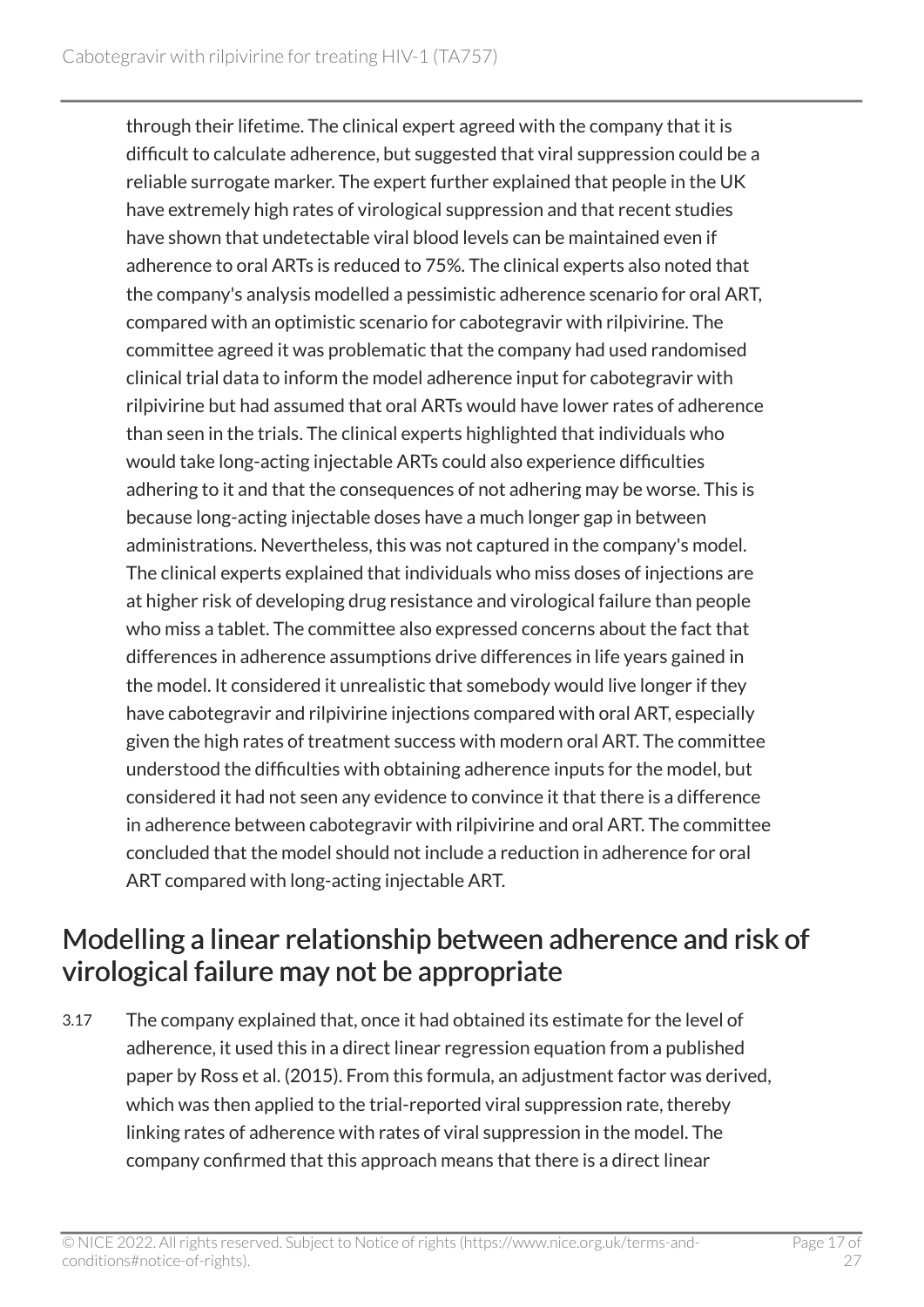through their lifetime. The clinical expert agreed with the company that it is difficult to calculate adherence, but suggested that viral suppression could be a reliable surrogate marker. The expert further explained that people in the UK have extremely high rates of virological suppression and that recent studies have shown that undetectable viral blood levels can be maintained even if adherence to oral ARTs is reduced to 75%. The clinical experts also noted that the company's analysis modelled a pessimistic adherence scenario for oral ART, compared with an optimistic scenario for cabotegravir with rilpivirine. The committee agreed it was problematic that the company had used randomised clinical trial data to inform the model adherence input for cabotegravir with rilpivirine but had assumed that oral ARTs would have lower rates of adherence than seen in the trials. The clinical experts highlighted that individuals who would take long-acting injectable ARTs could also experience difficulties adhering to it and that the consequences of not adhering may be worse. This is because long-acting injectable doses have a much longer gap in between administrations. Nevertheless, this was not captured in the company's model. The clinical experts explained that individuals who miss doses of injections are at higher risk of developing drug resistance and virological failure than people who miss a tablet. The committee also expressed concerns about the fact that differences in adherence assumptions drive differences in life years gained in the model. It considered it unrealistic that somebody would live longer if they have cabotegravir and rilpivirine injections compared with oral ART, especially given the high rates of treatment success with modern oral ART. The committee understood the difficulties with obtaining adherence inputs for the model, but considered it had not seen any evidence to convince it that there is a difference in adherence between cabotegravir with rilpivirine and oral ART. The committee concluded that the model should not include a reduction in adherence for oral ART compared with long-acting injectable ART.

## Modelling a linear relationship between adherence and risk of virological failure may not be appropriate

3.17 The company explained that, once it had obtained its estimate for the level of adherence, it used this in a direct linear regression equation from a published paper by Ross et al. (2015). From this formula, an adjustment factor was derived, which was then applied to the trial-reported viral suppression rate, thereby linking rates of adherence with rates of viral suppression in the model. The company confirmed that this approach means that there is a direct linear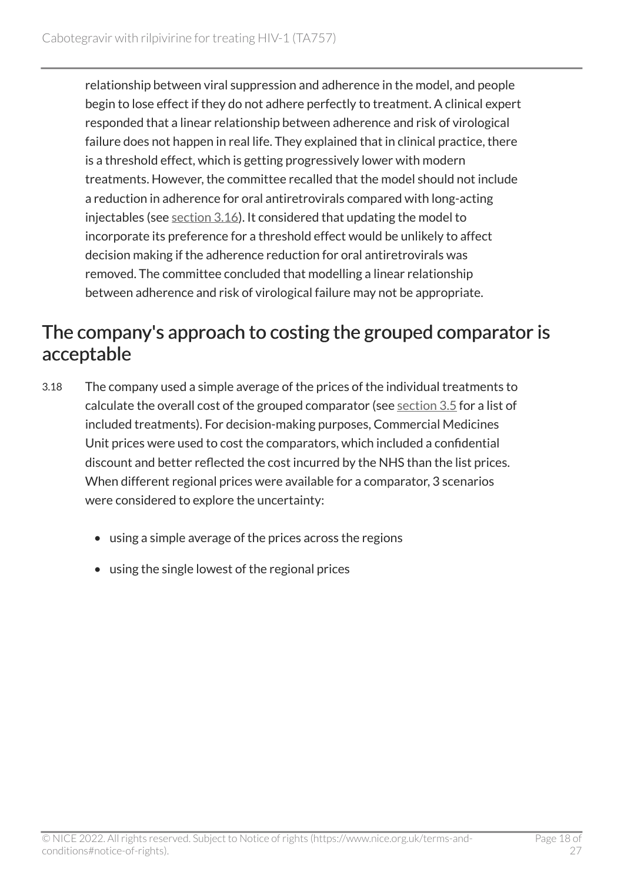relationship between viral suppression and adherence in the model, and people begin to lose effect if they do not adhere perfectly to treatment. A clinical expert responded that a linear relationship between adherence and risk of virological failure does not happen in real life. They explained that in clinical practice, there is a threshold effect, which is getting progressively lower with modern treatments. However, the committee recalled that the model should not include a reduction in adherence for oral antiretrovirals compared with long-acting injectables (see section 3.16). It considered that updating the model to incorporate its preference for a threshold effect would be unlikely to affect decision making if the adherence reduction for oral antiretrovirals was removed. The committee concluded that modelling a linear relationship between adherence and risk of virological failure may not be appropriate.

## The company's approach to costing the grouped comparator is acceptable

3.18 The company used a simple average of the prices of the individual treatments to calculate the overall cost of the grouped comparator (see section 3.5 for a list of included treatments). For decision-making purposes, Commercial Medicines Unit prices were used to cost the comparators, which included a confidential discount and better reflected the cost incurred by the NHS than the list prices. When different regional prices were available for a comparator, 3 scenarios were considered to explore the uncertainty:

- using a simple average of the prices across the regions
- using the single lowest of the regional prices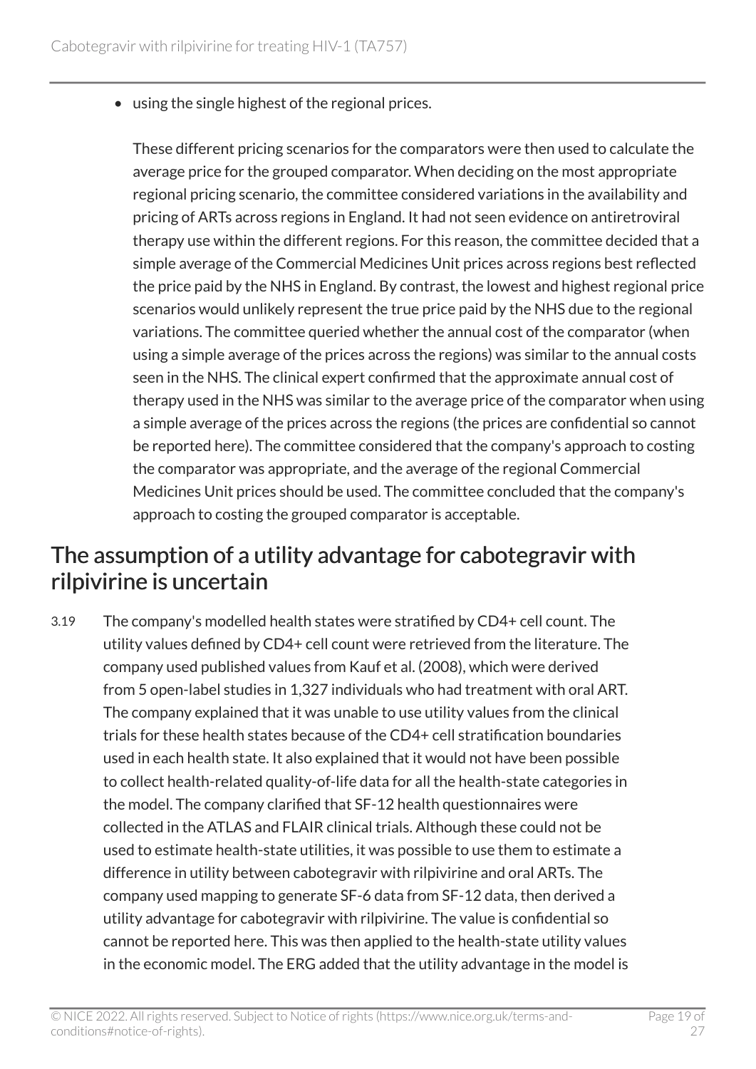- using the single highest of the regional prices.

These different pricing scenarios for the comparators were then used to calculate the average price for the grouped comparator. When deciding on the most appropriate regional pricing scenario, the committee considered variations in the availability and pricing of ARTs across regions in England. It had not seen evidence on antiretroviral therapy use within the different regions. For this reason, the committee decided that a simple average of the Commercial Medicines Unit prices across regions best reflected the price paid by the NHS in England. By contrast, the lowest and highest regional price scenarios would unlikely represent the true price paid by the NHS due to the regional variations. The committee queried whether the annual cost of the comparator (when using a simple average of the prices across the regions) was similar to the annual costs seen in the NHS. The clinical expert confirmed that the approximate annual cost of therapy used in the NHS was similar to the average price of the comparator when using a simple average of the prices across the regions (the prices are confidential so cannot be reported here). The committee considered that the company's approach to costing the comparator was appropriate, and the average of the regional Commercial Medicines Unit prices should be used. The committee concluded that the company's approach to costing the grouped comparator is acceptable.

## The assumption of a utility advantage for cabotegravir with rilpivirine is uncertain

3.19 The company's modelled health states were stratified by CD4+ cell count. The utility values defined by CD4+ cell count were retrieved from the literature. The company used published values from Kauf et al. (2008), which were derived from 5 open-label studies in 1,327 individuals who had treatment with oral ART. The company explained that it was unable to use utility values from the clinical trials for these health states because of the CD4+ cell stratification boundaries used in each health state. It also explained that it would not have been possible to collect health-related quality-of-life data for all the health-state categories in the model. The company clarified that SF-12 health questionnaires were collected in the ATLAS and FLAIR clinical trials. Although these could not be used to estimate health-state utilities, it was possible to use them to estimate a difference in utility between cabotegravir with rilpivirine and oral ARTs. The company used mapping to generate SF-6 data from SF-12 data, then derived a utility advantage for cabotegravir with rilpivirine. The value is confidential so cannot be reported here. This was then applied to the health-state utility values in the economic model. The ERG added that the utility advantage in the model is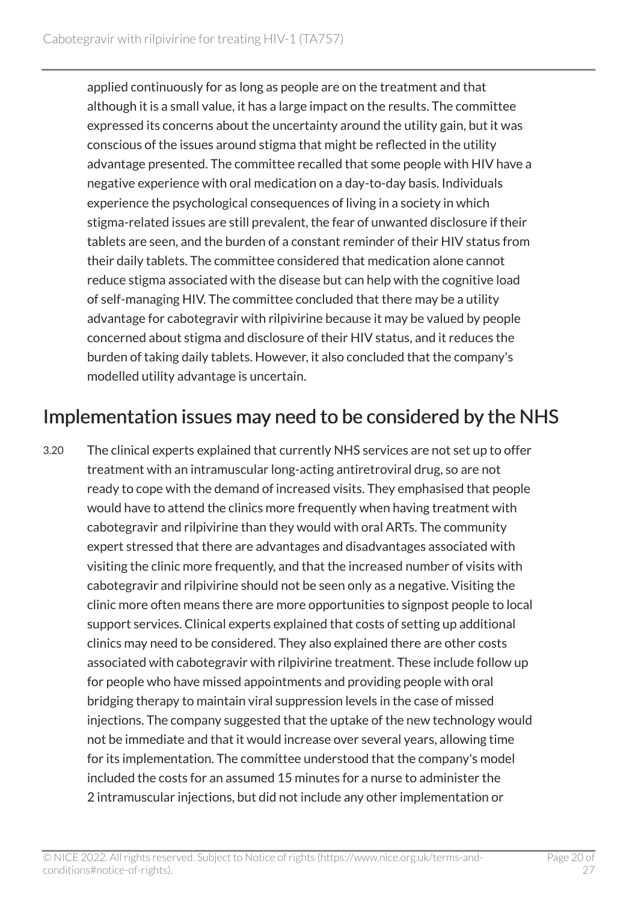applied continuously for as long as people are on the treatment and that although it is a small value, it has a large impact on the results. The committee expressed its concerns about the uncertainty around the utility gain, but it was conscious of the issues around stigma that might be reflected in the utility advantage presented. The committee recalled that some people with HIV have a negative experience with oral medication on a day-to-day basis. Individuals experience the psychological consequences of living in a society in which stigma-related issues are still prevalent, the fear of unwanted disclosure if their tablets are seen, and the burden of a constant reminder of their HIV status from their daily tablets. The committee considered that medication alone cannot reduce stigma associated with the disease but can help with the cognitive load of self-managing HIV. The committee concluded that there may be a utility advantage for cabotegravir with rilpivirine because it may be valued by people concerned about stigma and disclosure of their HIV status, and it reduces the burden of taking daily tablets. However, it also concluded that the company's modelled utility advantage is uncertain.

## Implementation issues may need to be considered by the NHS

3.20 The clinical experts explained that currently NHS services are not set up to offer treatment with an intramuscular long-acting antiretroviral drug, so are not ready to cope with the demand of increased visits. They emphasised that people would have to attend the clinics more frequently when having treatment with cabotegravir and rilpivirine than they would with oral ARTs. The community expert stressed that there are advantages and disadvantages associated with visiting the clinic more frequently, and that the increased number of visits with cabotegravir and rilpivirine should not be seen only as a negative. Visiting the clinic more often means there are more opportunities to signpost people to local support services. Clinical experts explained that costs of setting up additional clinics may need to be considered. They also explained there are other costs associated with cabotegravir with rilpivirine treatment. These include follow up for people who have missed appointments and providing people with oral bridging therapy to maintain viral suppression levels in the case of missed injections. The company suggested that the uptake of the new technology would not be immediate and that it would increase over several years, allowing time for its implementation. The committee understood that the company's model included the costs for an assumed 15 minutes for a nurse to administer the 2 intramuscular injections, but did not include any other implementation or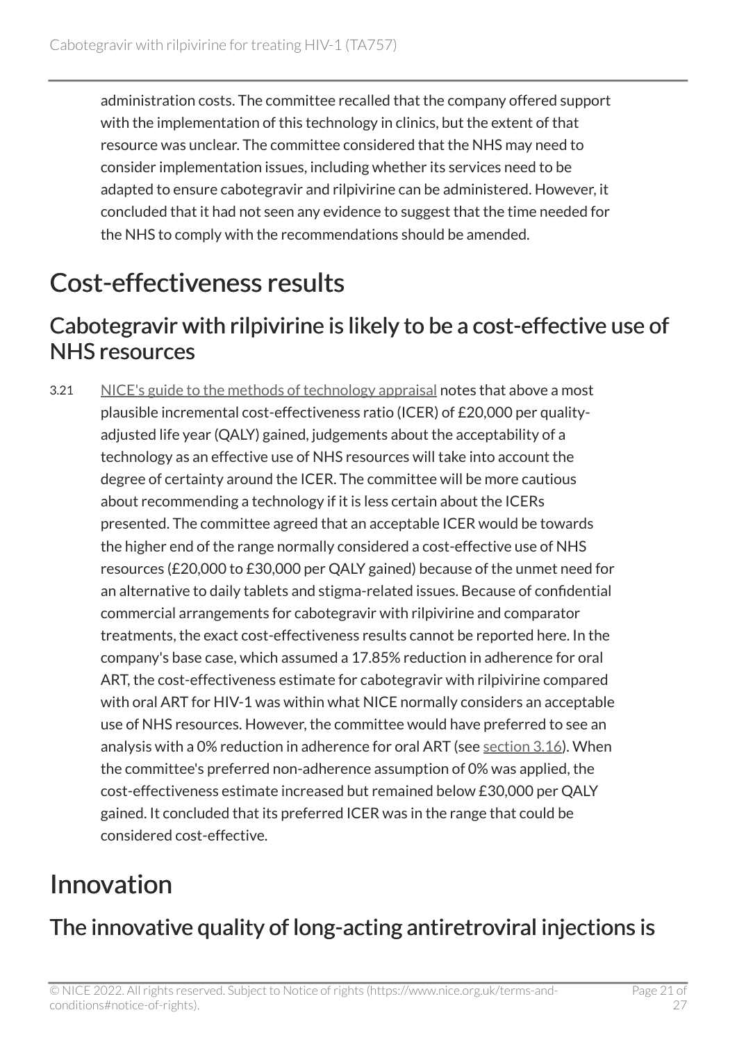administration costs. The committee recalled that the company offered support with the implementation of this technology in clinics, but the extent of that resource was unclear. The committee considered that the NHS may need to consider implementation issues, including whether its services need to be adapted to ensure cabotegravir and rilpivirine can be administered. However, it concluded that it had not seen any evidence to suggest that the time needed for the NHS to comply with the recommendations should be amended.

# Cost-effectiveness results

## Cabotegravir with rilpivirine is likely to be a cost-effective use of NHS resources

3.21 NICE's guide to the methods of technology appraisal notes that above a most plausible incremental cost-effectiveness ratio (ICER) of £20,000 per quality-adjusted life year (QALY) gained, judgements about the acceptability of a technology as an effective use of NHS resources will take into account the degree of certainty around the ICER. The committee will be more cautious about recommending a technology if it is less certain about the ICERs presented. The committee agreed that an acceptable ICER would be towards the higher end of the range normally considered a cost-effective use of NHS resources (£20,000 to £30,000 per QALY gained) because of the unmet need for an alternative to daily tablets and stigma-related issues. Because of confidential commercial arrangements for cabotegravir with rilpivirine and comparator treatments, the exact cost-effectiveness results cannot be reported here. In the company's base case, which assumed a 17.85% reduction in adherence for oral ART, the cost-effectiveness estimate for cabotegravir with rilpivirine compared with oral ART for HIV-1 was within what NICE normally considers an acceptable use of NHS resources. However, the committee would have preferred to see an analysis with a 0% reduction in adherence for oral ART (see section 3.16). When the committee's preferred non-adherence assumption of 0% was applied, the cost-effectiveness estimate increased but remained below £30,000 per QALY gained. It concluded that its preferred ICER was in the range that could be considered cost-effective.

# Innovation

## The innovative quality of long-acting antiretroviral injections is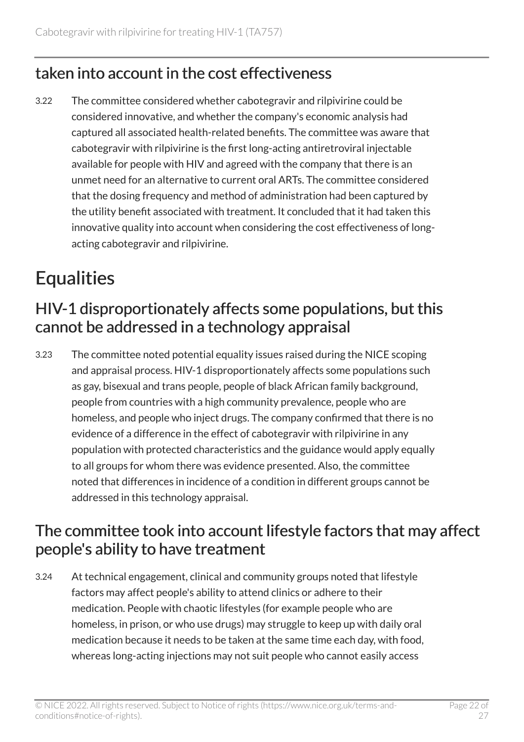## taken into account in the cost effectiveness

3.22 The committee considered whether cabotegravir and rilpivirine could be considered innovative, and whether the company's economic analysis had captured all associated health-related benefits. The committee was aware that cabotegravir with rilpivirine is the first long-acting antiretroviral injectable available for people with HIV and agreed with the company that there is an unmet need for an alternative to current oral ARTs. The committee considered that the dosing frequency and method of administration had been captured by the utility benefit associated with treatment. It concluded that it had taken this innovative quality into account when considering the cost effectiveness of long-acting cabotegravir and rilpivirine.

# Equalities

## HIV-1 disproportionately affects some populations, but this cannot be addressed in a technology appraisal

3.23 The committee noted potential equality issues raised during the NICE scoping and appraisal process. HIV-1 disproportionately affects some populations such as gay, bisexual and trans people, people of black African family background, people from countries with a high community prevalence, people who are homeless, and people who inject drugs. The company confirmed that there is no evidence of a difference in the effect of cabotegravir with rilpivirine in any population with protected characteristics and the guidance would apply equally to all groups for whom there was evidence presented. Also, the committee noted that differences in incidence of a condition in different groups cannot be addressed in this technology appraisal.

## The committee took into account lifestyle factors that may affect people's ability to have treatment

3.24 At technical engagement, clinical and community groups noted that lifestyle factors may affect people's ability to attend clinics or adhere to their medication. People with chaotic lifestyles (for example people who are homeless, in prison, or who use drugs) may struggle to keep up with daily oral medication because it needs to be taken at the same time each day, with food, whereas long-acting injections may not suit people who cannot easily access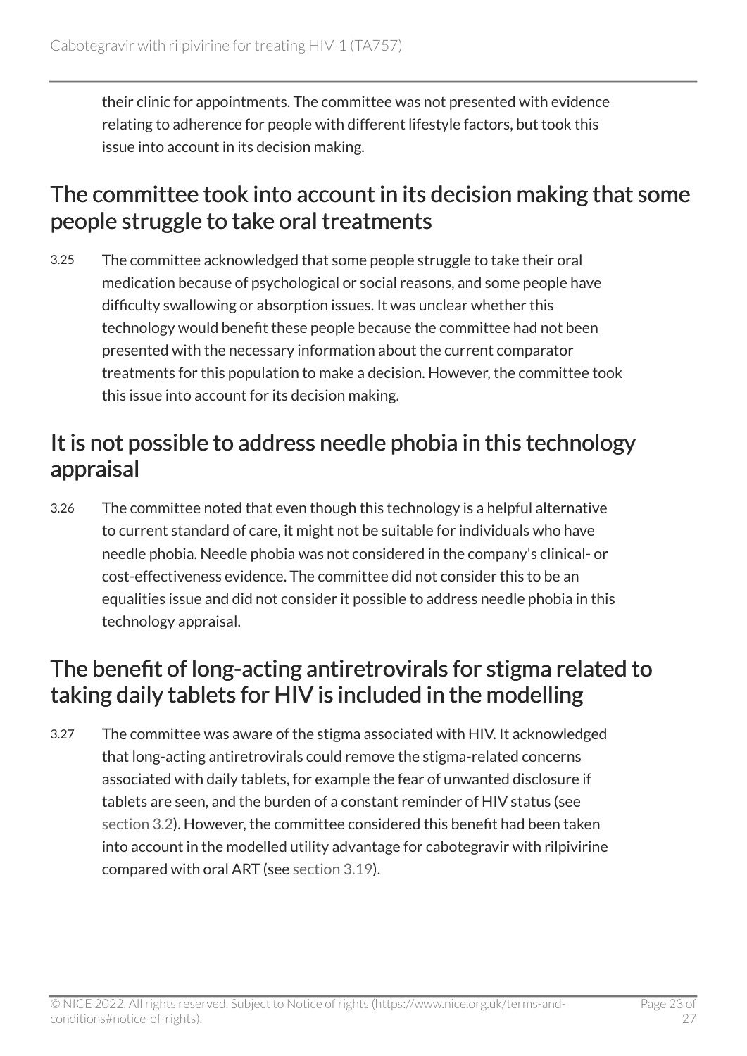their clinic for appointments. The committee was not presented with evidence relating to adherence for people with different lifestyle factors, but took this issue into account in its decision making.

## The committee took into account in its decision making that some people struggle to take oral treatments

3.25 The committee acknowledged that some people struggle to take their oral medication because of psychological or social reasons, and some people have difficulty swallowing or absorption issues. It was unclear whether this technology would benefit these people because the committee had not been presented with the necessary information about the current comparator treatments for this population to make a decision. However, the committee took this issue into account for its decision making.

## It is not possible to address needle phobia in this technology appraisal

3.26 The committee noted that even though this technology is a helpful alternative to current standard of care, it might not be suitable for individuals who have needle phobia. Needle phobia was not considered in the company's clinical- or cost-effectiveness evidence. The committee did not consider this to be an equalities issue and did not consider it possible to address needle phobia in this technology appraisal.

## The benefit of long-acting antiretrovirals for stigma related to taking daily tablets for HIV is included in the modelling

3.27 The committee was aware of the stigma associated with HIV. It acknowledged that long-acting antiretrovirals could remove the stigma-related concerns associated with daily tablets, for example the fear of unwanted disclosure if tablets are seen, and the burden of a constant reminder of HIV status (see section 3.2). However, the committee considered this benefit had been taken into account in the modelled utility advantage for cabotegravir with rilpivirine compared with oral ART (see section 3.19).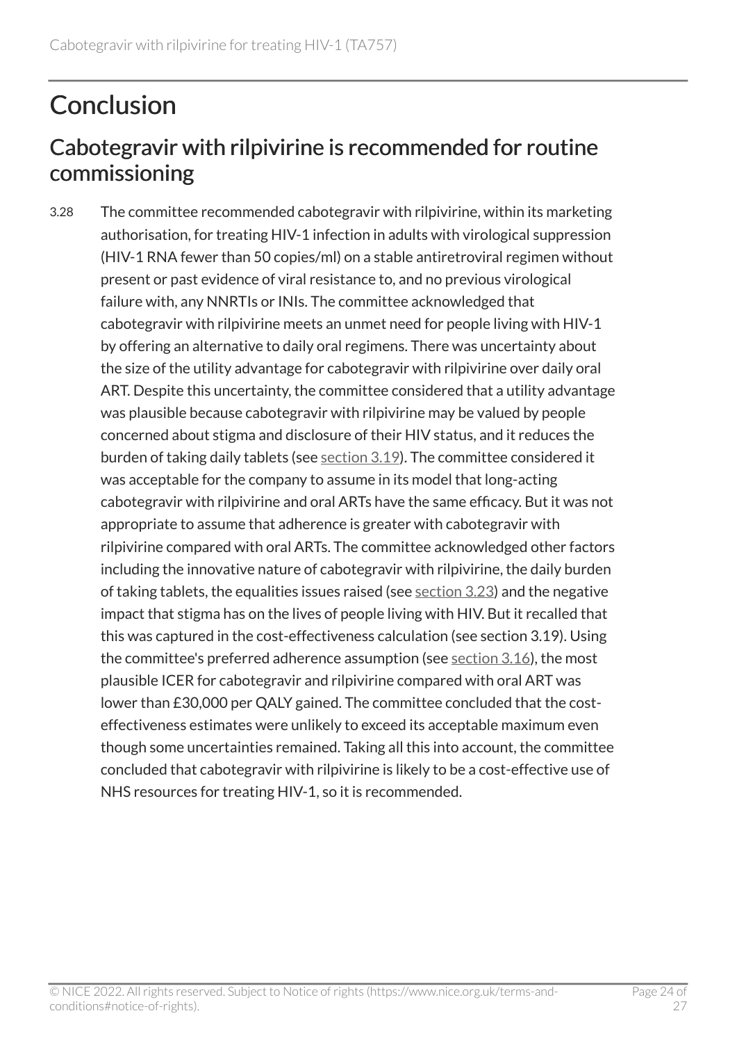# Conclusion

## Cabotegravir with rilpivirine is recommended for routine commissioning

3.28 The committee recommended cabotegravir with rilpivirine, within its marketing authorisation, for treating HIV-1 infection in adults with virological suppression (HIV-1 RNA fewer than 50 copies/ml) on a stable antiretroviral regimen without present or past evidence of viral resistance to, and no previous virological failure with, any NNRTIs or INIs. The committee acknowledged that cabotegravir with rilpivirine meets an unmet need for people living with HIV-1 by offering an alternative to daily oral regimens. There was uncertainty about the size of the utility advantage for cabotegravir with rilpivirine over daily oral ART. Despite this uncertainty, the committee considered that a utility advantage was plausible because cabotegravir with rilpivirine may be valued by people concerned about stigma and disclosure of their HIV status, and it reduces the burden of taking daily tablets (see section 3.19). The committee considered it was acceptable for the company to assume in its model that long-acting cabotegravir with rilpivirine and oral ARTs have the same efficacy. But it was not appropriate to assume that adherence is greater with cabotegravir with rilpivirine compared with oral ARTs. The committee acknowledged other factors including the innovative nature of cabotegravir with rilpivirine, the daily burden of taking tablets, the equalities issues raised (see section 3.23) and the negative impact that stigma has on the lives of people living with HIV. But it recalled that this was captured in the cost-effectiveness calculation (see section 3.19). Using the committee's preferred adherence assumption (see section 3.16), the most plausible ICER for cabotegravir and rilpivirine compared with oral ART was lower than £30,000 per QALY gained. The committee concluded that the cost-effectiveness estimates were unlikely to exceed its acceptable maximum even though some uncertainties remained. Taking all this into account, the committee concluded that cabotegravir with rilpivirine is likely to be a cost-effective use of NHS resources for treating HIV-1, so it is recommended.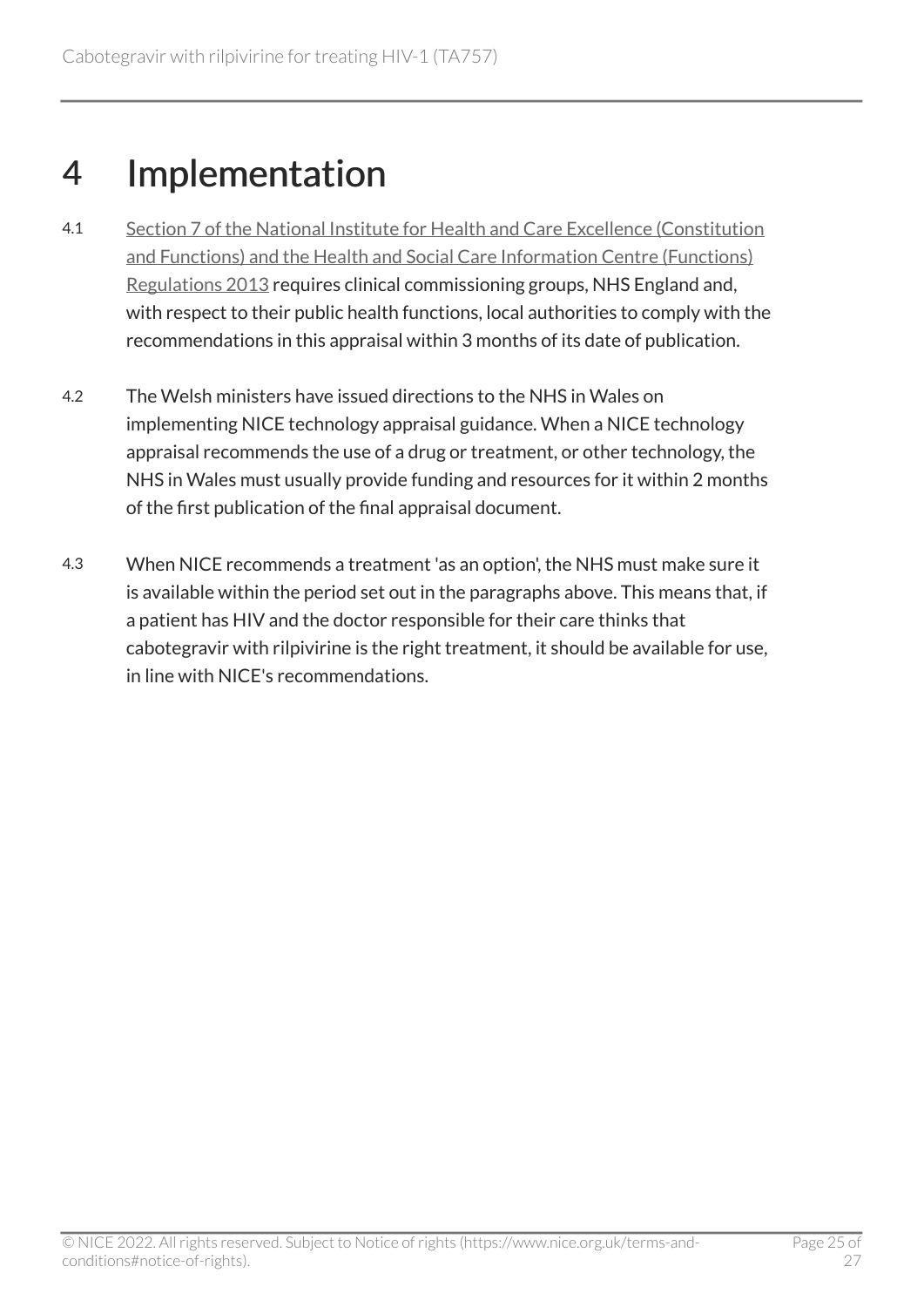# 4 Implementation

4.1 Section 7 of the National Institute for Health and Care Excellence (Constitution and Functions) and the Health and Social Care Information Centre (Functions) Regulations 2013 requires clinical commissioning groups, NHS England and, with respect to their public health functions, local authorities to comply with the recommendations in this appraisal within 3 months of its date of publication.

4.2 The Welsh ministers have issued directions to the NHS in Wales on implementing NICE technology appraisal guidance. When a NICE technology appraisal recommends the use of a drug or treatment, or other technology, the NHS in Wales must usually provide funding and resources for it within 2 months of the first publication of the final appraisal document.

4.3 When NICE recommends a treatment 'as an option', the NHS must make sure it is available within the period set out in the paragraphs above. This means that, if a patient has HIV and the doctor responsible for their care thinks that cabotegravir with rilpivirine is the right treatment, it should be available for use, in line with NICE's recommendations.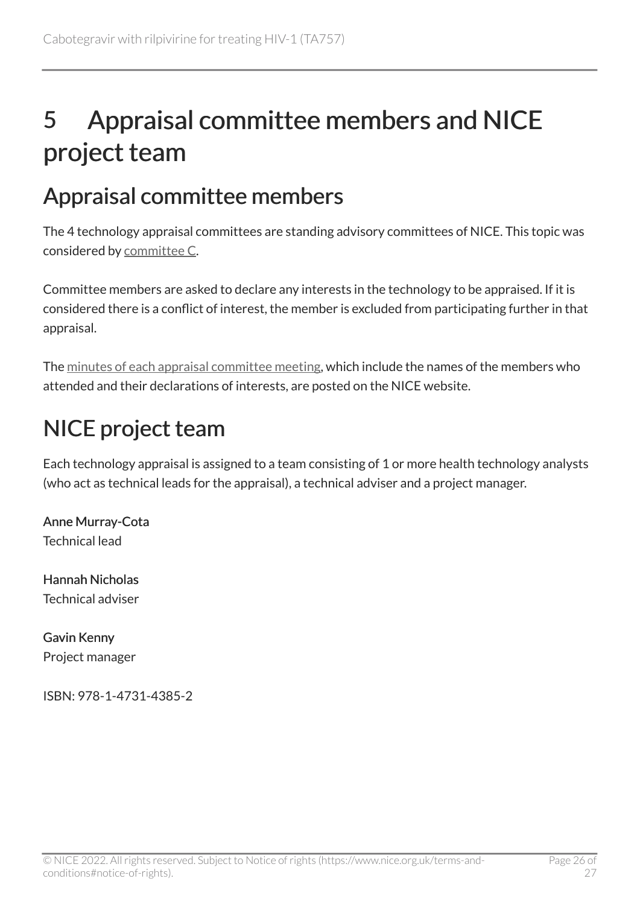# 5 Appraisal committee members and NICE project team

## Appraisal committee members

The 4 technology appraisal committees are standing advisory committees of NICE. This topic was considered by committee C.

Committee members are asked to declare any interests in the technology to be appraised. If it is considered there is a conflict of interest, the member is excluded from participating further in that appraisal.

The minutes of each appraisal committee meeting, which include the names of the members who attended and their declarations of interests, are posted on the NICE website.

## NICE project team

Each technology appraisal is assigned to a team consisting of 1 or more health technology analysts (who act as technical leads for the appraisal), a technical adviser and a project manager.

**Anne Murray-Cota**
Technical lead

**Hannah Nicholas**
Technical adviser

**Gavin Kenny**
Project manager

ISBN: 978-1-4731-4385-2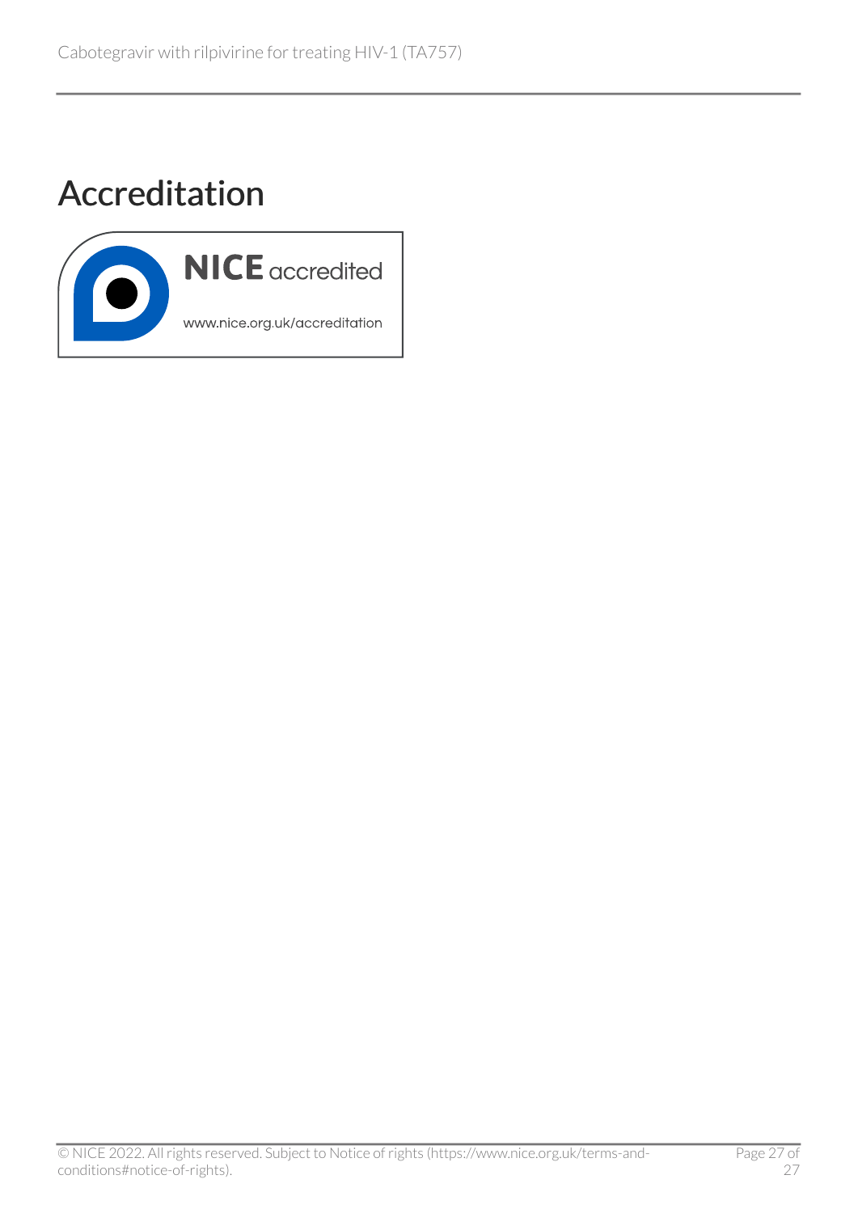# Accreditation

NICE accredited

www.nice.org.uk/accreditation